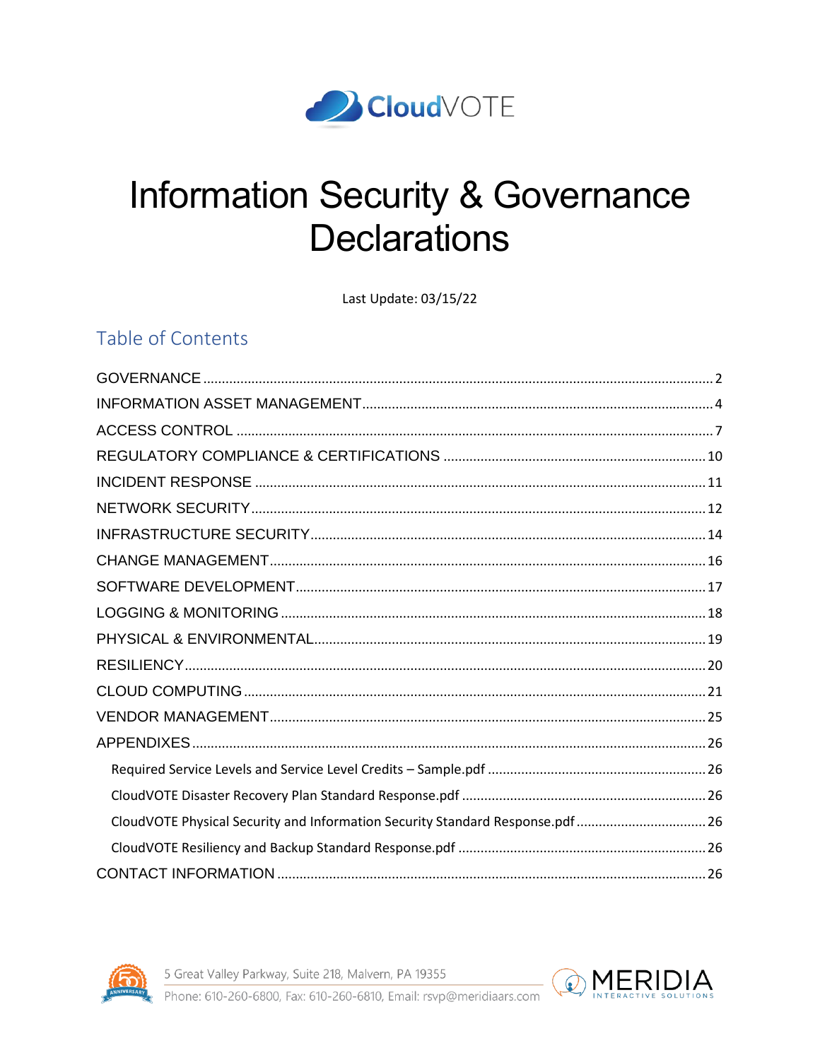CloudVOTE

# Information Security & Governance Declarations

Last Update: 03/15/22

## Table of Contents

GOVERNANCE ..... 2
INFORMATION ASSET MANAGEMENT ..... 4
ACCESS CONTROL ..... 7
REGULATORY COMPLIANCE & CERTIFICATIONS ..... 10
INCIDENT RESPONSE ..... 11
NETWORK SECURITY ..... 12
INFRASTRUCTURE SECURITY ..... 14
CHANGE MANAGEMENT ..... 16
SOFTWARE DEVELOPMENT ..... 17
LOGGING & MONITORING ..... 18
PHYSICAL & ENVIRONMENTAL ..... 19
RESILIENCY ..... 20
CLOUD COMPUTING ..... 21
VENDOR MANAGEMENT ..... 25
APPENDIXES ..... 26
- Required Service Levels and Service Level Credits – Sample.pdf ..... 26
- CloudVOTE Disaster Recovery Plan Standard Response.pdf ..... 26
- CloudVOTE Physical Security and Information Security Standard Response.pdf ..... 26
- CloudVOTE Resiliency and Backup Standard Response.pdf ..... 26

CONTACT INFORMATION ..... 26

5 Great Valley Parkway, Suite 218, Malvern, PA 19355
Phone: 610-260-6800, Fax: 610-260-6810, Email: rsvp@meridiaars.com

MERIDIA INTERACTIVE SOLUTIONS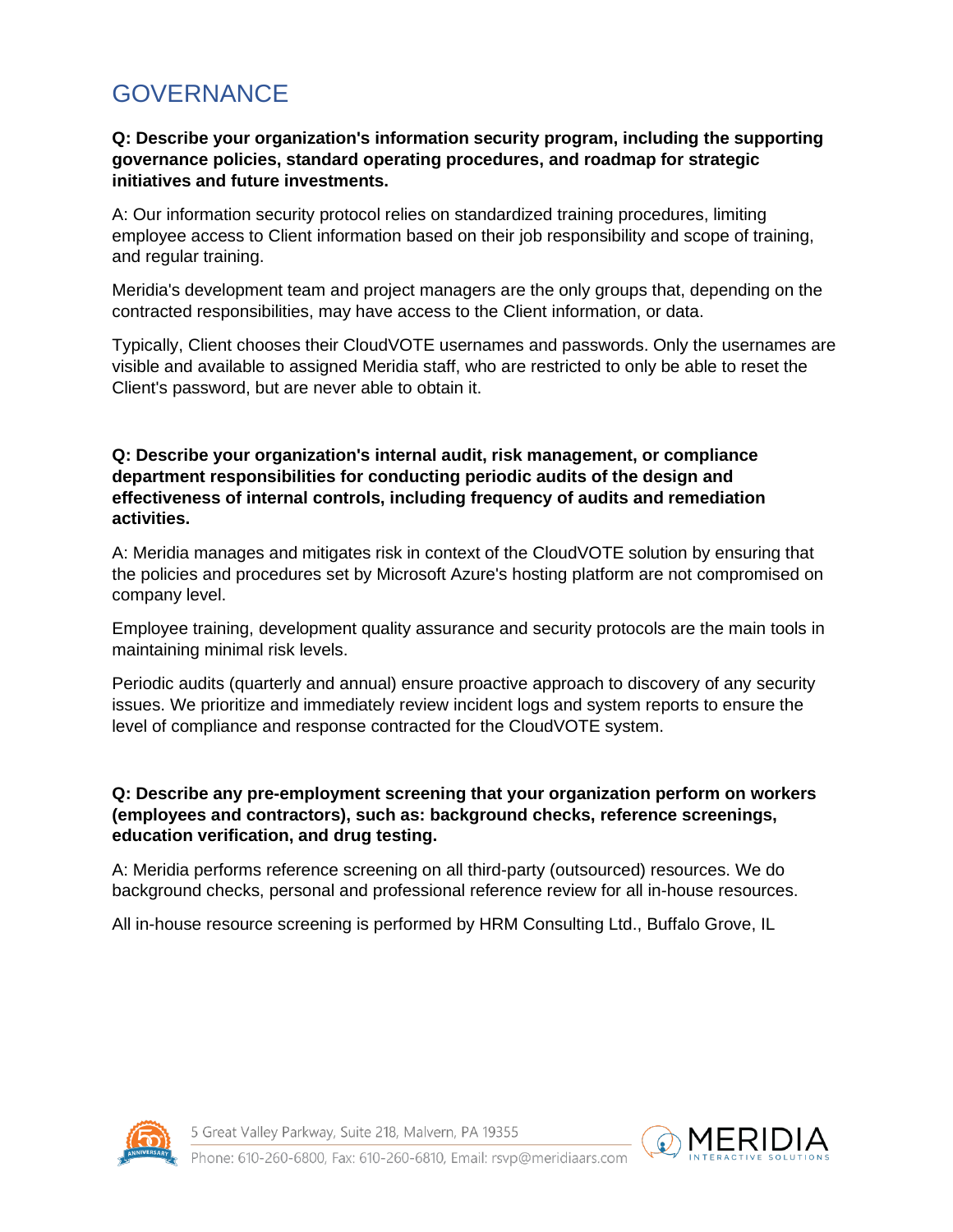# GOVERNANCE

**Q: Describe your organization's information security program, including the supporting governance policies, standard operating procedures, and roadmap for strategic initiatives and future investments.**

A: Our information security protocol relies on standardized training procedures, limiting employee access to Client information based on their job responsibility and scope of training, and regular training.

Meridia's development team and project managers are the only groups that, depending on the contracted responsibilities, may have access to the Client information, or data.

Typically, Client chooses their CloudVOTE usernames and passwords. Only the usernames are visible and available to assigned Meridia staff, who are restricted to only be able to reset the Client's password, but are never able to obtain it.

**Q: Describe your organization's internal audit, risk management, or compliance department responsibilities for conducting periodic audits of the design and effectiveness of internal controls, including frequency of audits and remediation activities.**

A: Meridia manages and mitigates risk in context of the CloudVOTE solution by ensuring that the policies and procedures set by Microsoft Azure's hosting platform are not compromised on company level.

Employee training, development quality assurance and security protocols are the main tools in maintaining minimal risk levels.

Periodic audits (quarterly and annual) ensure proactive approach to discovery of any security issues. We prioritize and immediately review incident logs and system reports to ensure the level of compliance and response contracted for the CloudVOTE system.

**Q: Describe any pre-employment screening that your organization perform on workers (employees and contractors), such as: background checks, reference screenings, education verification, and drug testing.**

A: Meridia performs reference screening on all third-party (outsourced) resources. We do background checks, personal and professional reference review for all in-house resources.

All in-house resource screening is performed by HRM Consulting Ltd., Buffalo Grove, IL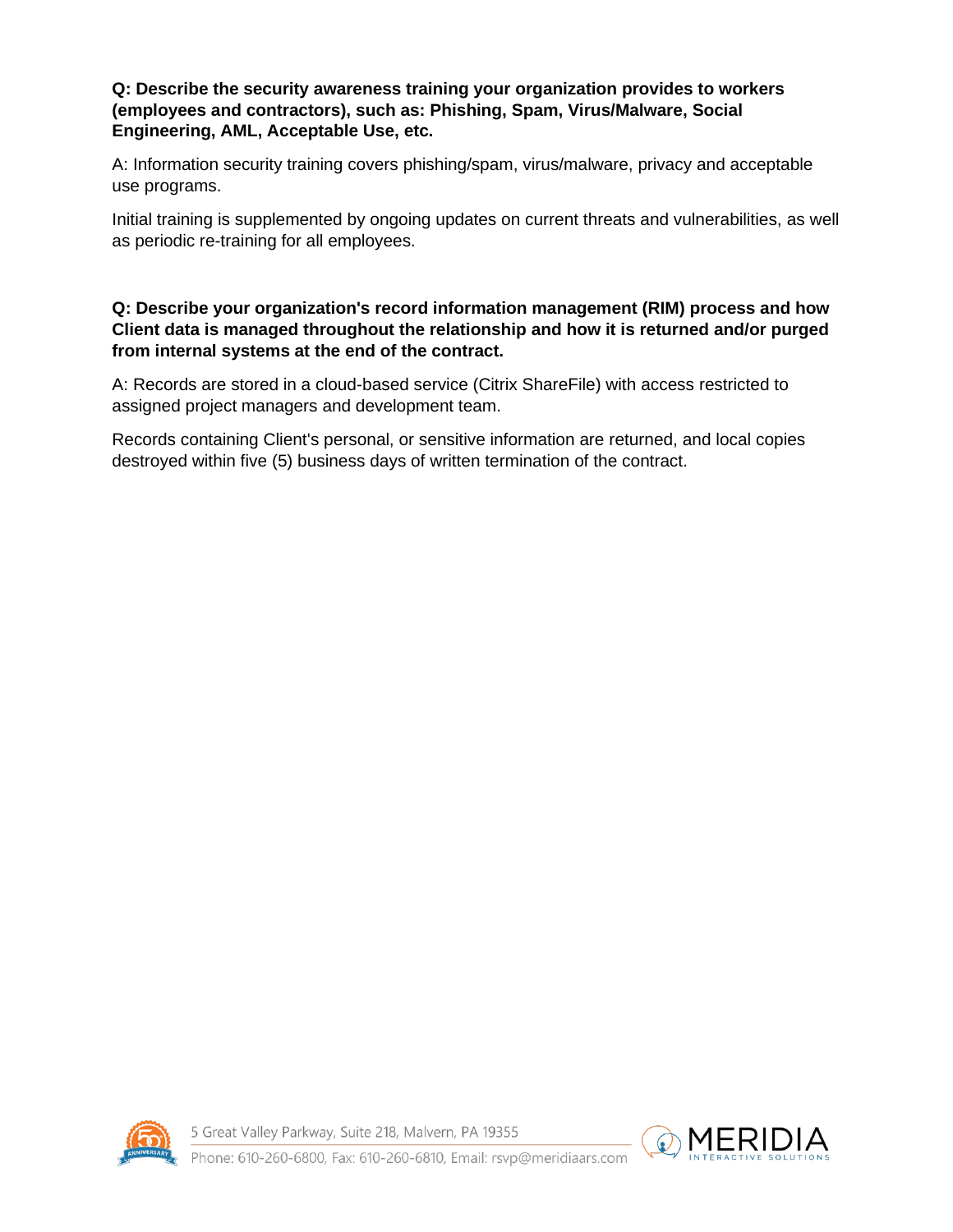**Q: Describe the security awareness training your organization provides to workers (employees and contractors), such as: Phishing, Spam, Virus/Malware, Social Engineering, AML, Acceptable Use, etc.**

A: Information security training covers phishing/spam, virus/malware, privacy and acceptable use programs.

Initial training is supplemented by ongoing updates on current threats and vulnerabilities, as well as periodic re-training for all employees.

**Q: Describe your organization's record information management (RIM) process and how Client data is managed throughout the relationship and how it is returned and/or purged from internal systems at the end of the contract.**

A: Records are stored in a cloud-based service (Citrix ShareFile) with access restricted to assigned project managers and development team.

Records containing Client's personal, or sensitive information are returned, and local copies destroyed within five (5) business days of written termination of the contract.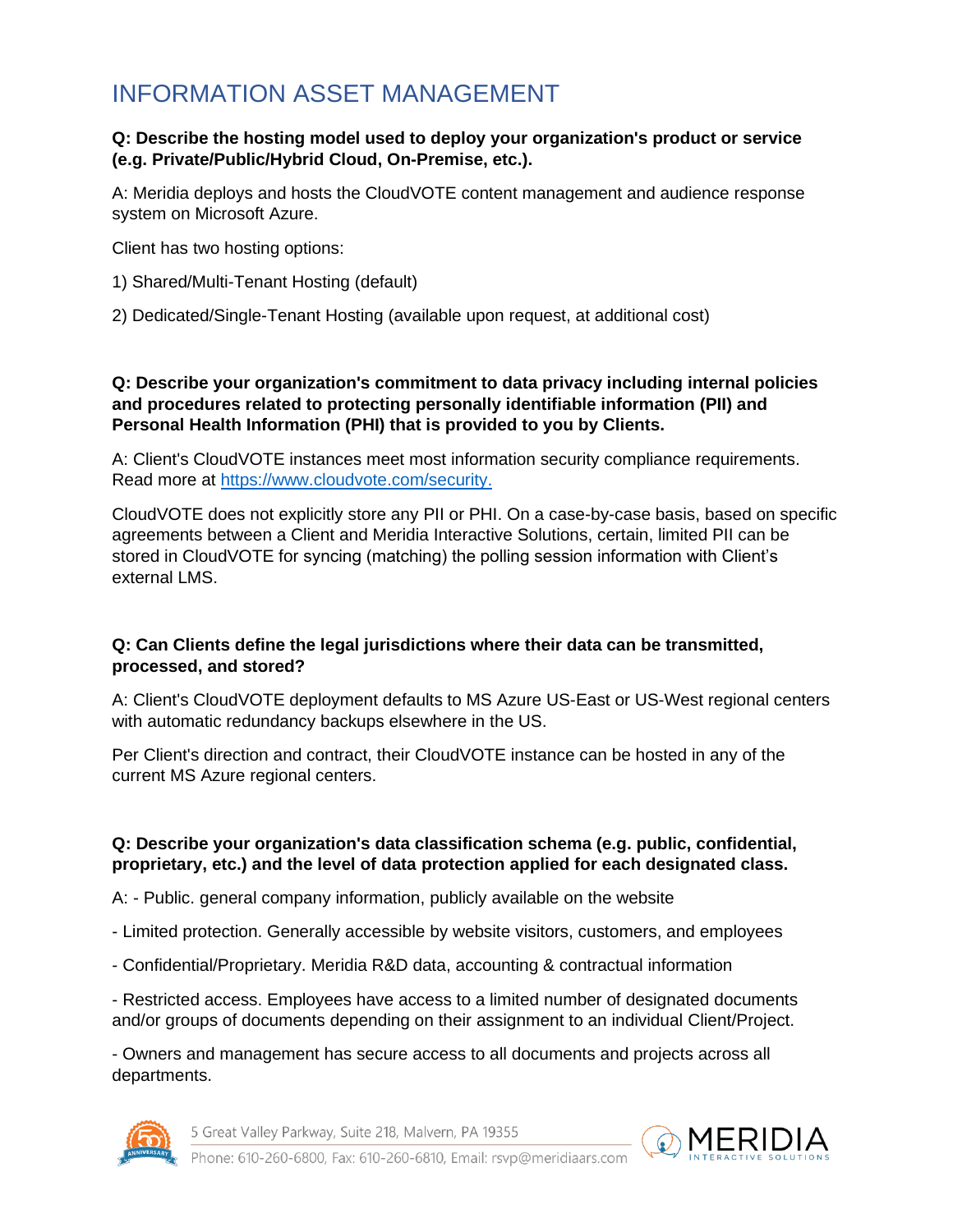# INFORMATION ASSET MANAGEMENT

**Q: Describe the hosting model used to deploy your organization's product or service (e.g. Private/Public/Hybrid Cloud, On-Premise, etc.).**

A: Meridia deploys and hosts the CloudVOTE content management and audience response system on Microsoft Azure.

Client has two hosting options:

1) Shared/Multi-Tenant Hosting (default)

2) Dedicated/Single-Tenant Hosting (available upon request, at additional cost)

**Q: Describe your organization's commitment to data privacy including internal policies and procedures related to protecting personally identifiable information (PII) and Personal Health Information (PHI) that is provided to you by Clients.**

A: Client's CloudVOTE instances meet most information security compliance requirements. Read more at [https://www.cloudvote.com/security.](https://www.cloudvote.com/security)

CloudVOTE does not explicitly store any PII or PHI. On a case-by-case basis, based on specific agreements between a Client and Meridia Interactive Solutions, certain, limited PII can be stored in CloudVOTE for syncing (matching) the polling session information with Client's external LMS.

**Q: Can Clients define the legal jurisdictions where their data can be transmitted, processed, and stored?**

A: Client's CloudVOTE deployment defaults to MS Azure US-East or US-West regional centers with automatic redundancy backups elsewhere in the US.

Per Client's direction and contract, their CloudVOTE instance can be hosted in any of the current MS Azure regional centers.

**Q: Describe your organization's data classification schema (e.g. public, confidential, proprietary, etc.) and the level of data protection applied for each designated class.**

A: - Public. general company information, publicly available on the website

- Limited protection. Generally accessible by website visitors, customers, and employees

- Confidential/Proprietary. Meridia R&D data, accounting & contractual information

- Restricted access. Employees have access to a limited number of designated documents and/or groups of documents depending on their assignment to an individual Client/Project.

- Owners and management has secure access to all documents and projects across all departments.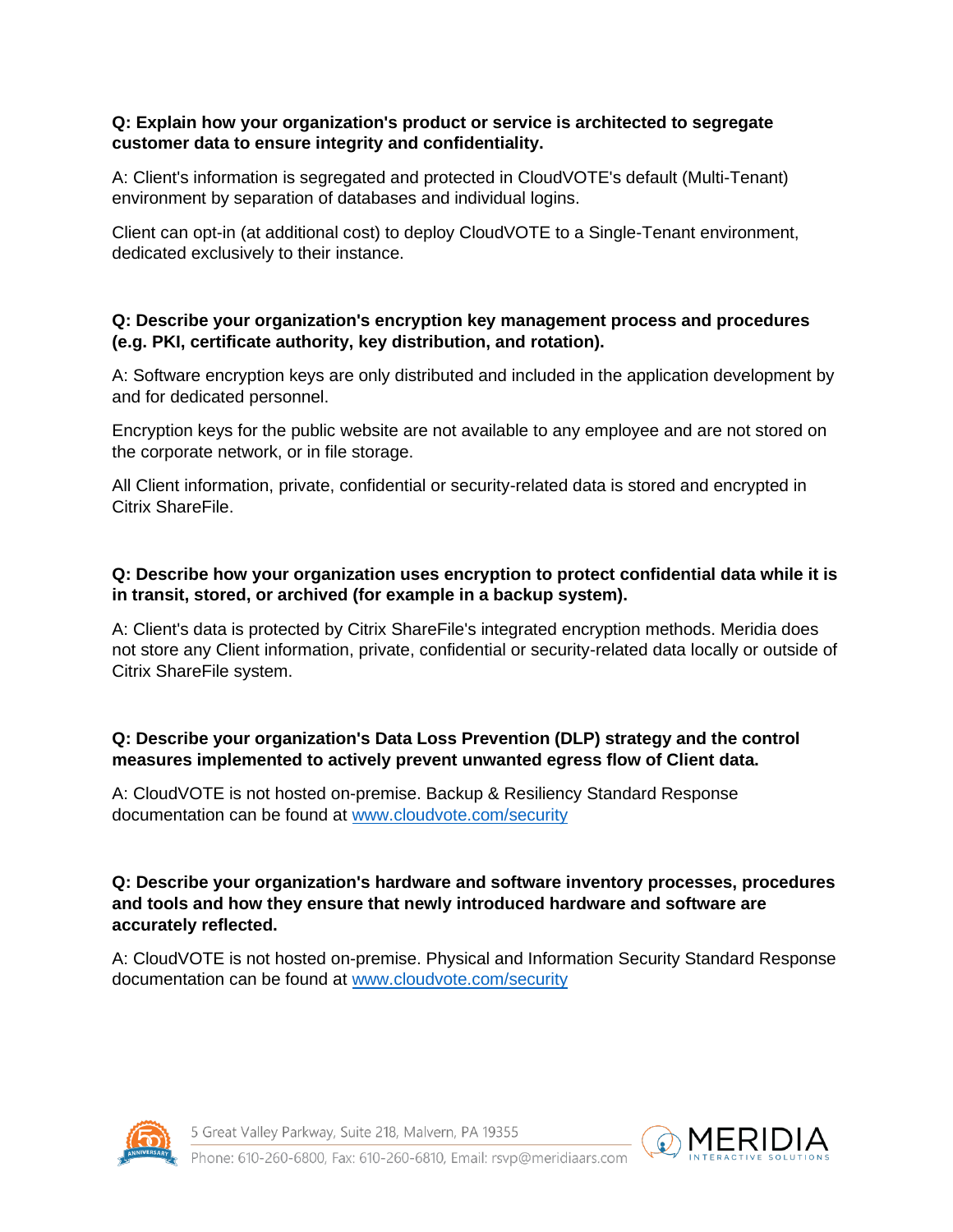**Q: Explain how your organization's product or service is architected to segregate customer data to ensure integrity and confidentiality.**

A: Client's information is segregated and protected in CloudVOTE's default (Multi-Tenant) environment by separation of databases and individual logins.

Client can opt-in (at additional cost) to deploy CloudVOTE to a Single-Tenant environment, dedicated exclusively to their instance.

**Q: Describe your organization's encryption key management process and procedures (e.g. PKI, certificate authority, key distribution, and rotation).**

A: Software encryption keys are only distributed and included in the application development by and for dedicated personnel.

Encryption keys for the public website are not available to any employee and are not stored on the corporate network, or in file storage.

All Client information, private, confidential or security-related data is stored and encrypted in Citrix ShareFile.

**Q: Describe how your organization uses encryption to protect confidential data while it is in transit, stored, or archived (for example in a backup system).**

A: Client's data is protected by Citrix ShareFile's integrated encryption methods. Meridia does not store any Client information, private, confidential or security-related data locally or outside of Citrix ShareFile system.

**Q: Describe your organization's Data Loss Prevention (DLP) strategy and the control measures implemented to actively prevent unwanted egress flow of Client data.**

A: CloudVOTE is not hosted on-premise. Backup & Resiliency Standard Response documentation can be found at [www.cloudvote.com/security](http://www.cloudvote.com/security)

**Q: Describe your organization's hardware and software inventory processes, procedures and tools and how they ensure that newly introduced hardware and software are accurately reflected.**

A: CloudVOTE is not hosted on-premise. Physical and Information Security Standard Response documentation can be found at [www.cloudvote.com/security](http://www.cloudvote.com/security)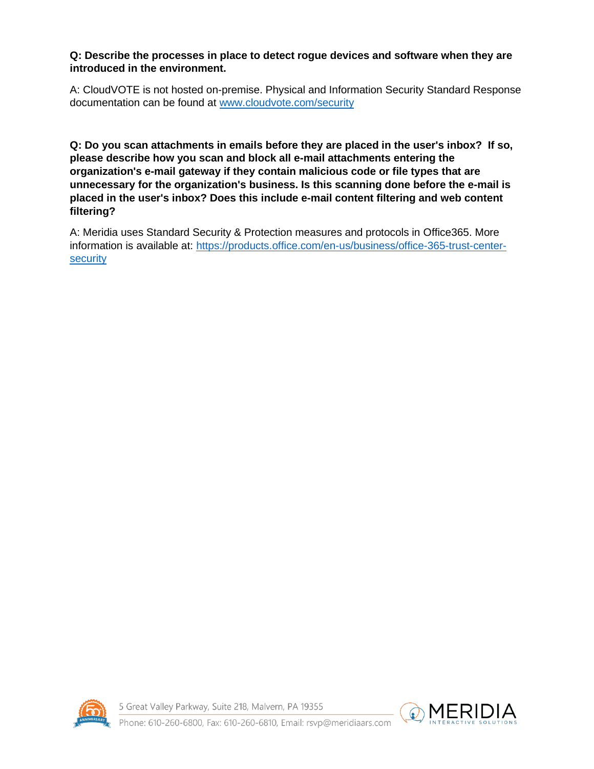**Q: Describe the processes in place to detect rogue devices and software when they are introduced in the environment.**

A: CloudVOTE is not hosted on-premise. Physical and Information Security Standard Response documentation can be found at [www.cloudvote.com/security](www.cloudvote.com/security)

**Q: Do you scan attachments in emails before they are placed in the user's inbox? If so, please describe how you scan and block all e-mail attachments entering the organization's e-mail gateway if they contain malicious code or file types that are unnecessary for the organization's business. Is this scanning done before the e-mail is placed in the user's inbox? Does this include e-mail content filtering and web content filtering?**

A: Meridia uses Standard Security & Protection measures and protocols in Office365. More information is available at: [https://products.office.com/en-us/business/office-365-trust-center-security](https://products.office.com/en-us/business/office-365-trust-center-security)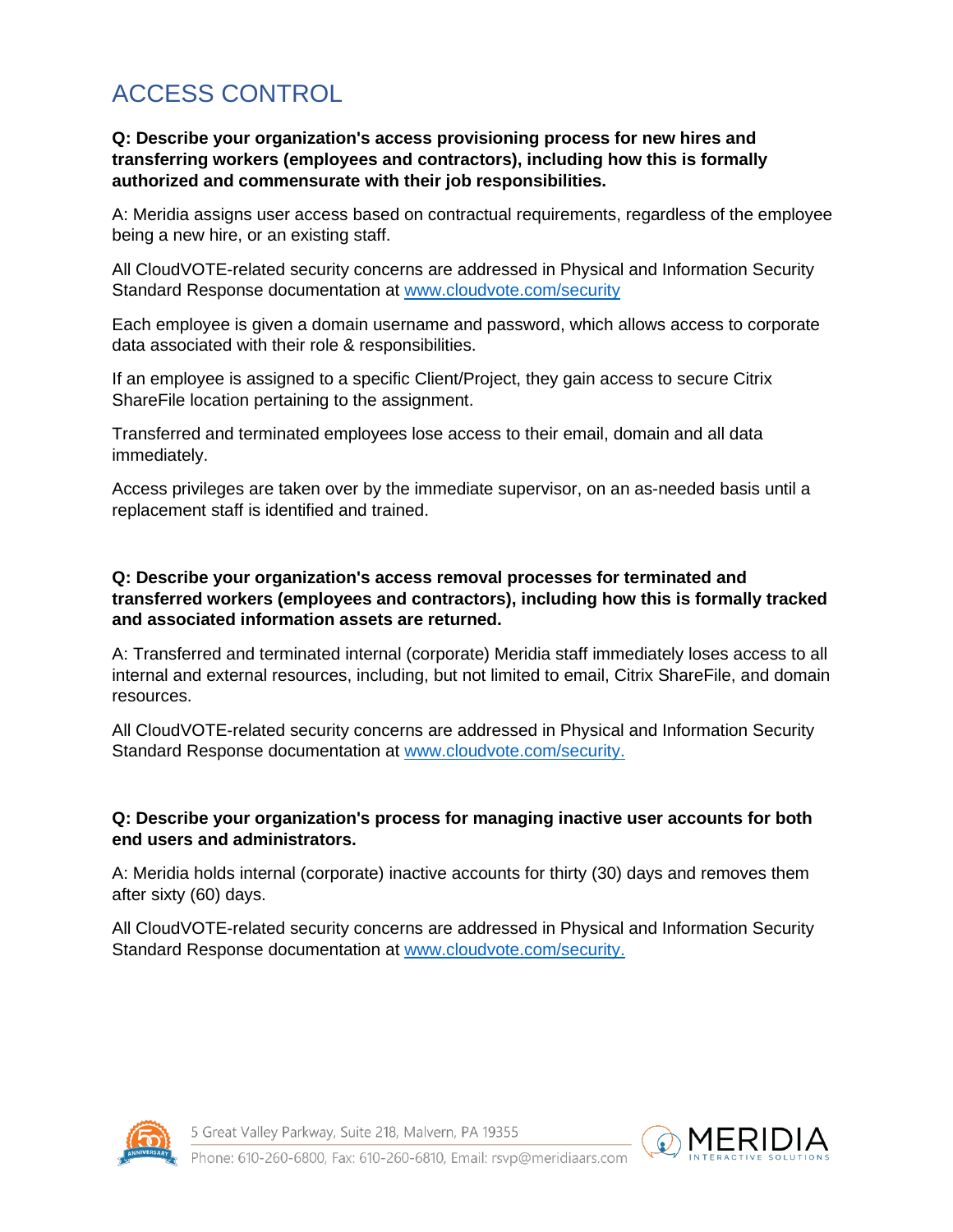# ACCESS CONTROL

**Q: Describe your organization's access provisioning process for new hires and transferring workers (employees and contractors), including how this is formally authorized and commensurate with their job responsibilities.**

A: Meridia assigns user access based on contractual requirements, regardless of the employee being a new hire, or an existing staff.

All CloudVOTE-related security concerns are addressed in Physical and Information Security Standard Response documentation at [www.cloudvote.com/security](www.cloudvote.com/security)

Each employee is given a domain username and password, which allows access to corporate data associated with their role & responsibilities.

If an employee is assigned to a specific Client/Project, they gain access to secure Citrix ShareFile location pertaining to the assignment.

Transferred and terminated employees lose access to their email, domain and all data immediately.

Access privileges are taken over by the immediate supervisor, on an as-needed basis until a replacement staff is identified and trained.

**Q: Describe your organization's access removal processes for terminated and transferred workers (employees and contractors), including how this is formally tracked and associated information assets are returned.**

A: Transferred and terminated internal (corporate) Meridia staff immediately loses access to all internal and external resources, including, but not limited to email, Citrix ShareFile, and domain resources.

All CloudVOTE-related security concerns are addressed in Physical and Information Security Standard Response documentation at [www.cloudvote.com/security.](www.cloudvote.com/security)

**Q: Describe your organization's process for managing inactive user accounts for both end users and administrators.**

A: Meridia holds internal (corporate) inactive accounts for thirty (30) days and removes them after sixty (60) days.

All CloudVOTE-related security concerns are addressed in Physical and Information Security Standard Response documentation at [www.cloudvote.com/security.](www.cloudvote.com/security)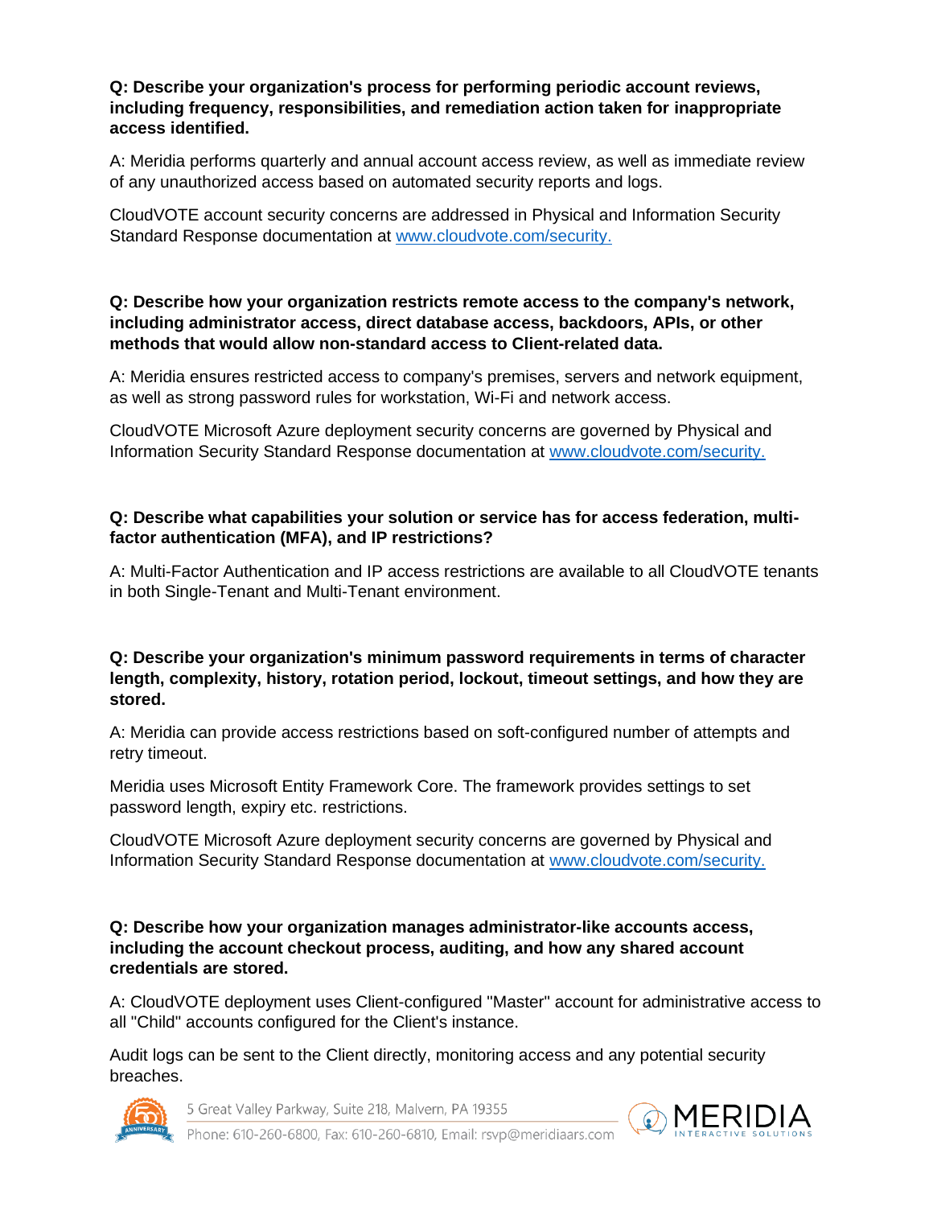**Q: Describe your organization's process for performing periodic account reviews, including frequency, responsibilities, and remediation action taken for inappropriate access identified.**

A: Meridia performs quarterly and annual account access review, as well as immediate review of any unauthorized access based on automated security reports and logs.

CloudVOTE account security concerns are addressed in Physical and Information Security Standard Response documentation at [www.cloudvote.com/security.](http://www.cloudvote.com/security)

**Q: Describe how your organization restricts remote access to the company's network, including administrator access, direct database access, backdoors, APIs, or other methods that would allow non-standard access to Client-related data.**

A: Meridia ensures restricted access to company's premises, servers and network equipment, as well as strong password rules for workstation, Wi-Fi and network access.

CloudVOTE Microsoft Azure deployment security concerns are governed by Physical and Information Security Standard Response documentation at [www.cloudvote.com/security.](http://www.cloudvote.com/security)

**Q: Describe what capabilities your solution or service has for access federation, multi-factor authentication (MFA), and IP restrictions?**

A: Multi-Factor Authentication and IP access restrictions are available to all CloudVOTE tenants in both Single-Tenant and Multi-Tenant environment.

**Q: Describe your organization's minimum password requirements in terms of character length, complexity, history, rotation period, lockout, timeout settings, and how they are stored.**

A: Meridia can provide access restrictions based on soft-configured number of attempts and retry timeout.

Meridia uses Microsoft Entity Framework Core. The framework provides settings to set password length, expiry etc. restrictions.

CloudVOTE Microsoft Azure deployment security concerns are governed by Physical and Information Security Standard Response documentation at [www.cloudvote.com/security.](http://www.cloudvote.com/security)

**Q: Describe how your organization manages administrator-like accounts access, including the account checkout process, auditing, and how any shared account credentials are stored.**

A: CloudVOTE deployment uses Client-configured "Master" account for administrative access to all "Child" accounts configured for the Client's instance.

Audit logs can be sent to the Client directly, monitoring access and any potential security breaches.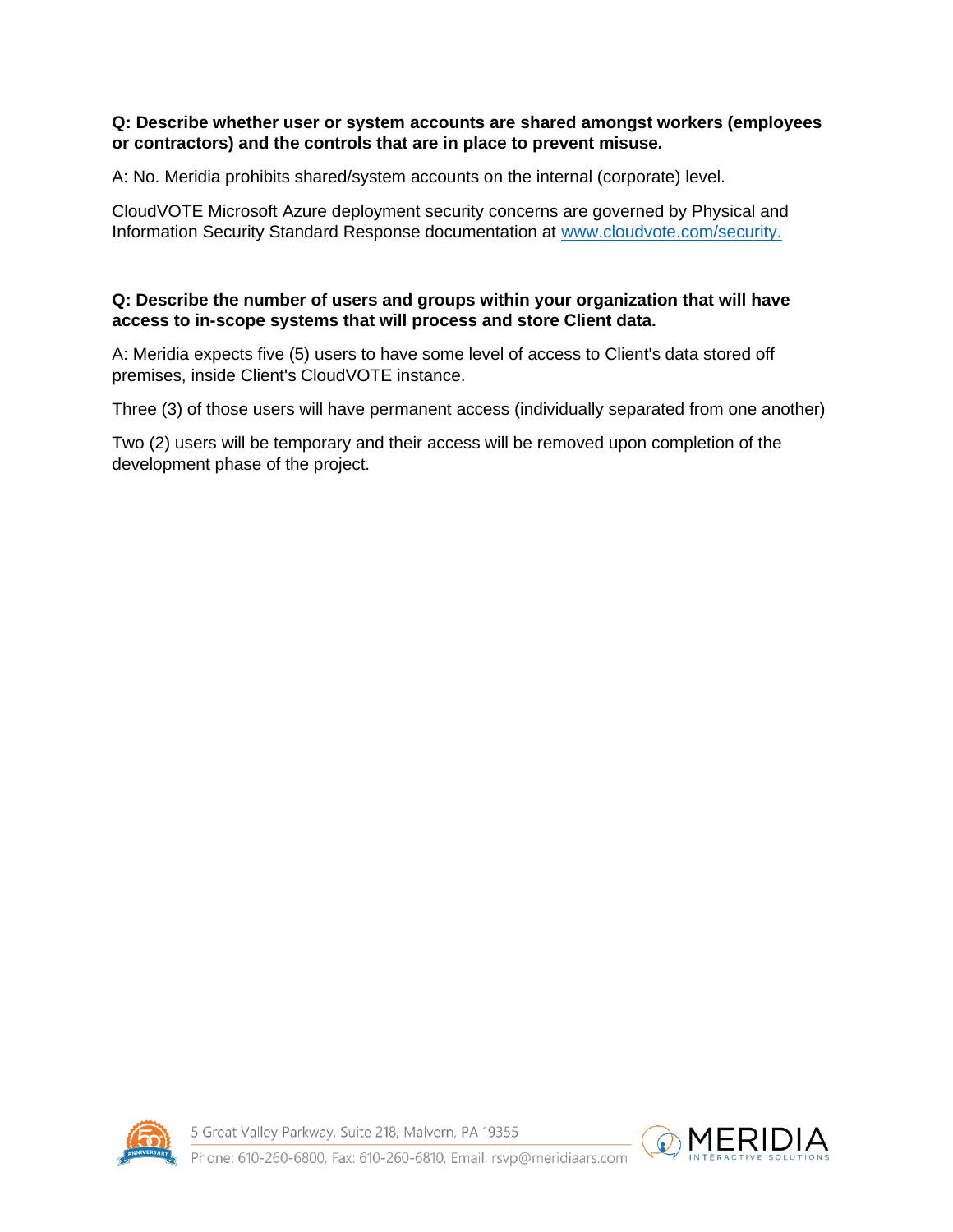**Q: Describe whether user or system accounts are shared amongst workers (employees or contractors) and the controls that are in place to prevent misuse.**

A: No. Meridia prohibits shared/system accounts on the internal (corporate) level.

CloudVOTE Microsoft Azure deployment security concerns are governed by Physical and Information Security Standard Response documentation at [www.cloudvote.com/security.](http://www.cloudvote.com/security)

**Q: Describe the number of users and groups within your organization that will have access to in-scope systems that will process and store Client data.**

A: Meridia expects five (5) users to have some level of access to Client's data stored off premises, inside Client's CloudVOTE instance.

Three (3) of those users will have permanent access (individually separated from one another)

Two (2) users will be temporary and their access will be removed upon completion of the development phase of the project.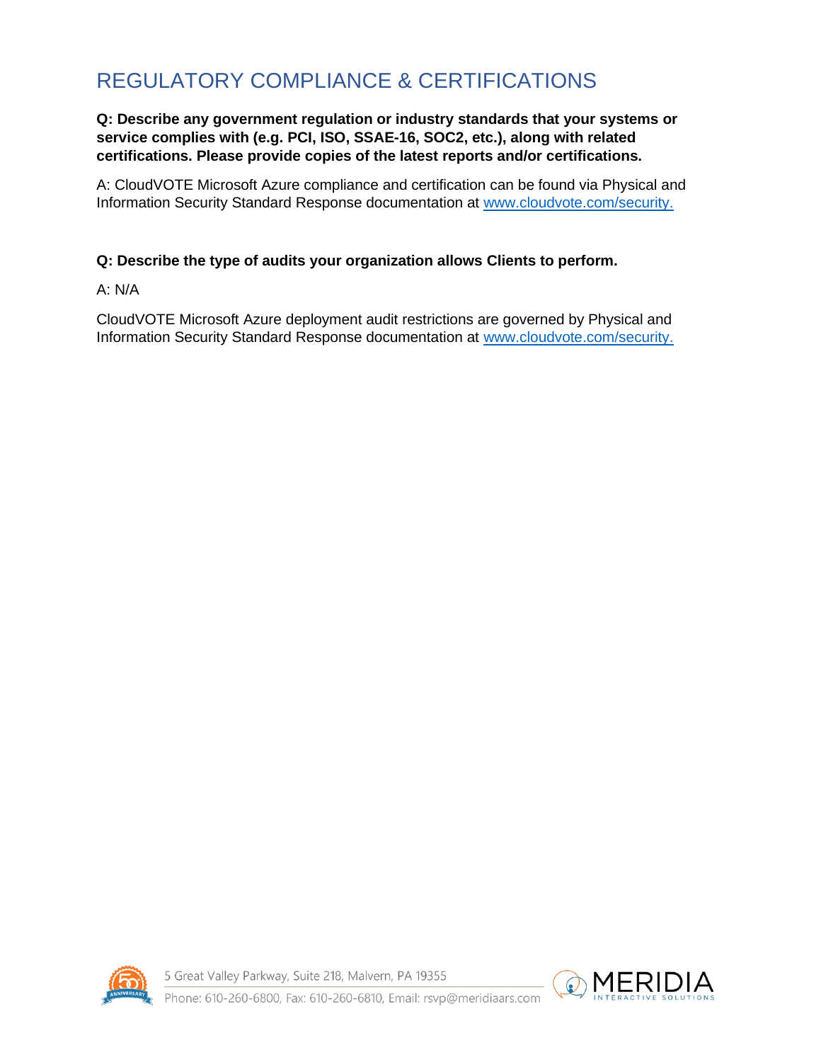# REGULATORY COMPLIANCE & CERTIFICATIONS

**Q: Describe any government regulation or industry standards that your systems or service complies with (e.g. PCI, ISO, SSAE-16, SOC2, etc.), along with related certifications. Please provide copies of the latest reports and/or certifications.**

A: CloudVOTE Microsoft Azure compliance and certification can be found via Physical and Information Security Standard Response documentation at [www.cloudvote.com/security.](http://www.cloudvote.com/security)

**Q: Describe the type of audits your organization allows Clients to perform.**

A: N/A

CloudVOTE Microsoft Azure deployment audit restrictions are governed by Physical and Information Security Standard Response documentation at [www.cloudvote.com/security.](http://www.cloudvote.com/security)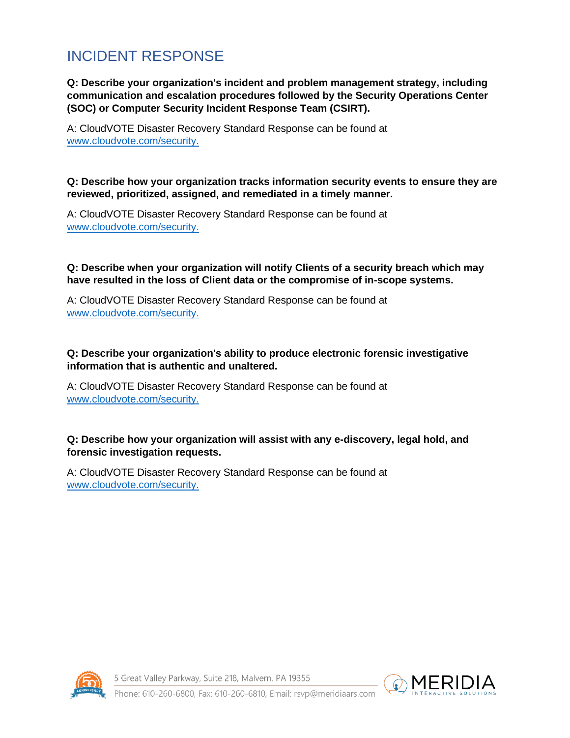## INCIDENT RESPONSE

**Q: Describe your organization's incident and problem management strategy, including communication and escalation procedures followed by the Security Operations Center (SOC) or Computer Security Incident Response Team (CSIRT).**

A: CloudVOTE Disaster Recovery Standard Response can be found at www.cloudvote.com/security.

**Q: Describe how your organization tracks information security events to ensure they are reviewed, prioritized, assigned, and remediated in a timely manner.**

A: CloudVOTE Disaster Recovery Standard Response can be found at www.cloudvote.com/security.

**Q: Describe when your organization will notify Clients of a security breach which may have resulted in the loss of Client data or the compromise of in-scope systems.**

A: CloudVOTE Disaster Recovery Standard Response can be found at www.cloudvote.com/security.

**Q: Describe your organization's ability to produce electronic forensic investigative information that is authentic and unaltered.**

A: CloudVOTE Disaster Recovery Standard Response can be found at www.cloudvote.com/security.

**Q: Describe how your organization will assist with any e-discovery, legal hold, and forensic investigation requests.**

A: CloudVOTE Disaster Recovery Standard Response can be found at www.cloudvote.com/security.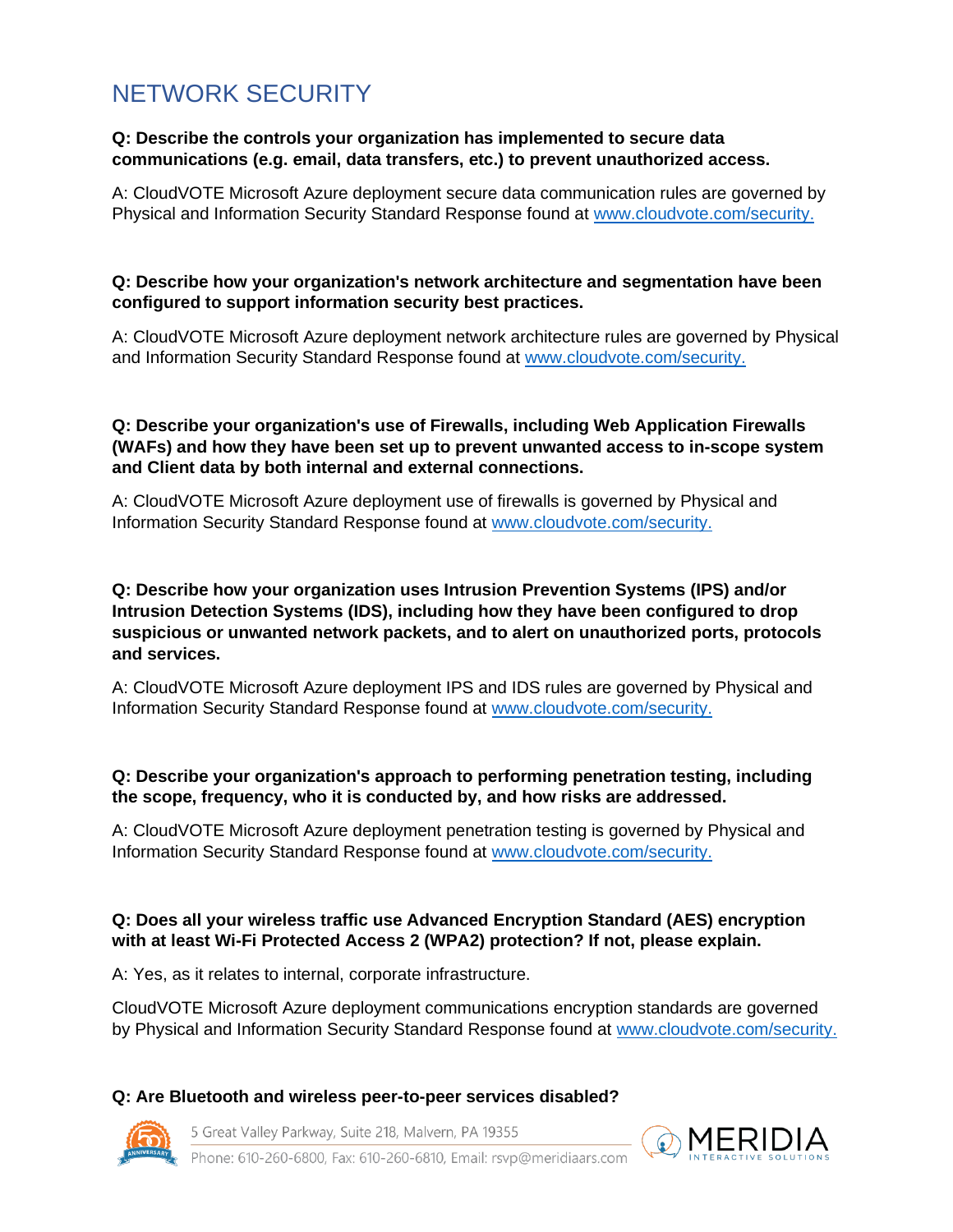# NETWORK SECURITY

**Q: Describe the controls your organization has implemented to secure data communications (e.g. email, data transfers, etc.) to prevent unauthorized access.**

A: CloudVOTE Microsoft Azure deployment secure data communication rules are governed by Physical and Information Security Standard Response found at www.cloudvote.com/security.

**Q: Describe how your organization's network architecture and segmentation have been configured to support information security best practices.**

A: CloudVOTE Microsoft Azure deployment network architecture rules are governed by Physical and Information Security Standard Response found at www.cloudvote.com/security.

**Q: Describe your organization's use of Firewalls, including Web Application Firewalls (WAFs) and how they have been set up to prevent unwanted access to in-scope system and Client data by both internal and external connections.**

A: CloudVOTE Microsoft Azure deployment use of firewalls is governed by Physical and Information Security Standard Response found at www.cloudvote.com/security.

**Q: Describe how your organization uses Intrusion Prevention Systems (IPS) and/or Intrusion Detection Systems (IDS), including how they have been configured to drop suspicious or unwanted network packets, and to alert on unauthorized ports, protocols and services.**

A: CloudVOTE Microsoft Azure deployment IPS and IDS rules are governed by Physical and Information Security Standard Response found at www.cloudvote.com/security.

**Q: Describe your organization's approach to performing penetration testing, including the scope, frequency, who it is conducted by, and how risks are addressed.**

A: CloudVOTE Microsoft Azure deployment penetration testing is governed by Physical and Information Security Standard Response found at www.cloudvote.com/security.

**Q: Does all your wireless traffic use Advanced Encryption Standard (AES) encryption with at least Wi-Fi Protected Access 2 (WPA2) protection? If not, please explain.**

A: Yes, as it relates to internal, corporate infrastructure.

CloudVOTE Microsoft Azure deployment communications encryption standards are governed by Physical and Information Security Standard Response found at www.cloudvote.com/security.

**Q: Are Bluetooth and wireless peer-to-peer services disabled?**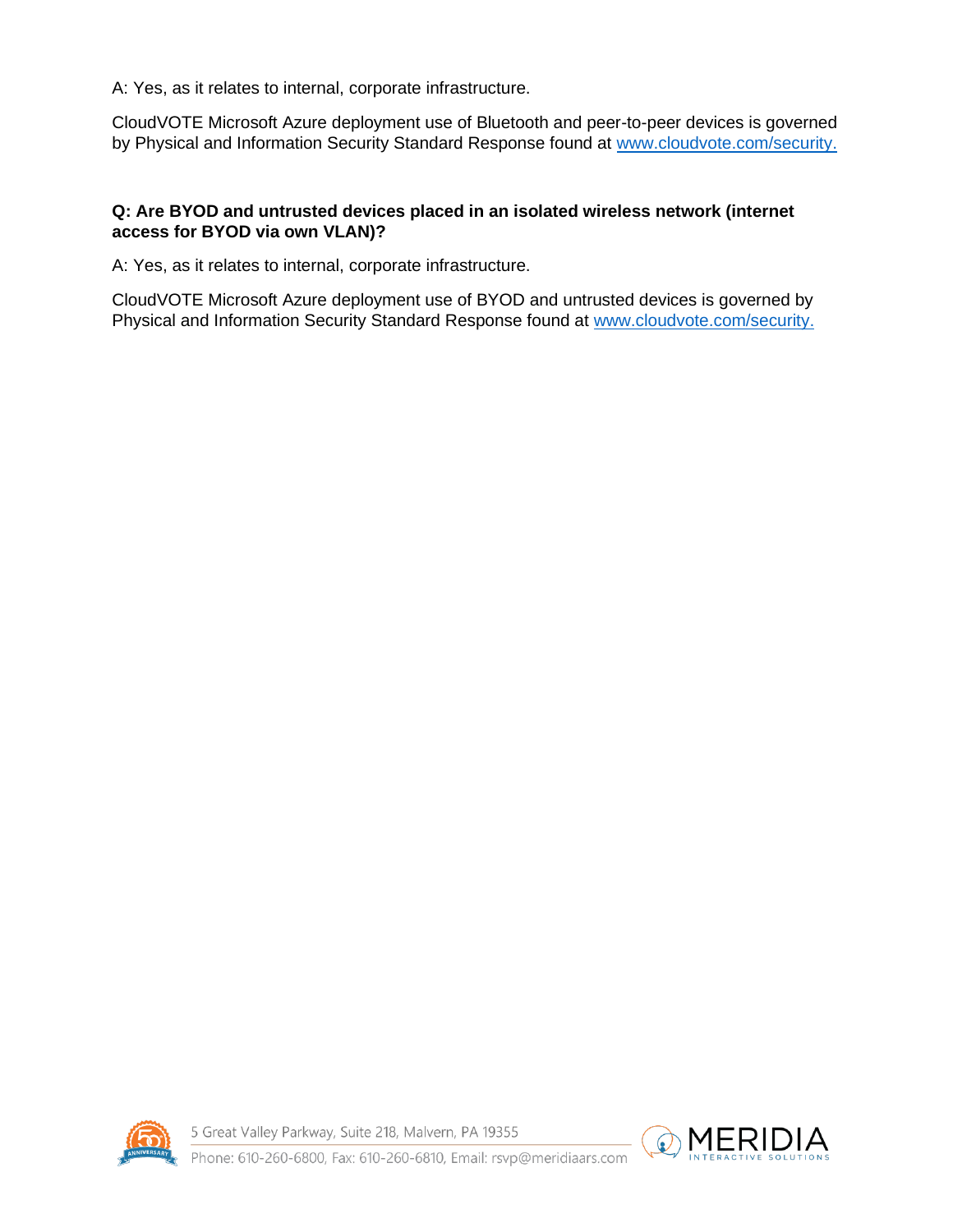A: Yes, as it relates to internal, corporate infrastructure.

CloudVOTE Microsoft Azure deployment use of Bluetooth and peer-to-peer devices is governed by Physical and Information Security Standard Response found at [www.cloudvote.com/security.](www.cloudvote.com/security)

**Q: Are BYOD and untrusted devices placed in an isolated wireless network (internet access for BYOD via own VLAN)?**

A: Yes, as it relates to internal, corporate infrastructure.

CloudVOTE Microsoft Azure deployment use of BYOD and untrusted devices is governed by Physical and Information Security Standard Response found at [www.cloudvote.com/security.](www.cloudvote.com/security)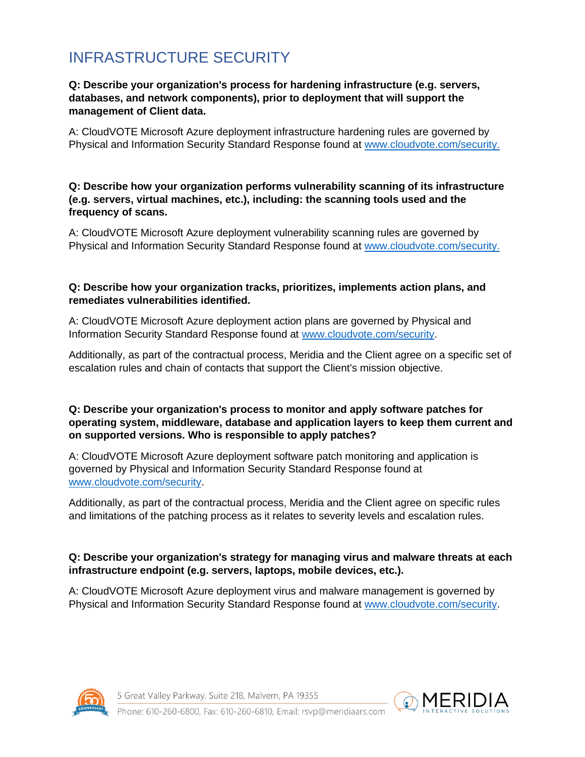# INFRASTRUCTURE SECURITY

**Q: Describe your organization's process for hardening infrastructure (e.g. servers, databases, and network components), prior to deployment that will support the management of Client data.**

A: CloudVOTE Microsoft Azure deployment infrastructure hardening rules are governed by Physical and Information Security Standard Response found at www.cloudvote.com/security.

**Q: Describe how your organization performs vulnerability scanning of its infrastructure (e.g. servers, virtual machines, etc.), including: the scanning tools used and the frequency of scans.**

A: CloudVOTE Microsoft Azure deployment vulnerability scanning rules are governed by Physical and Information Security Standard Response found at www.cloudvote.com/security.

**Q: Describe how your organization tracks, prioritizes, implements action plans, and remediates vulnerabilities identified.**

A: CloudVOTE Microsoft Azure deployment action plans are governed by Physical and Information Security Standard Response found at www.cloudvote.com/security.

Additionally, as part of the contractual process, Meridia and the Client agree on a specific set of escalation rules and chain of contacts that support the Client's mission objective.

**Q: Describe your organization's process to monitor and apply software patches for operating system, middleware, database and application layers to keep them current and on supported versions. Who is responsible to apply patches?**

A: CloudVOTE Microsoft Azure deployment software patch monitoring and application is governed by Physical and Information Security Standard Response found at www.cloudvote.com/security.

Additionally, as part of the contractual process, Meridia and the Client agree on specific rules and limitations of the patching process as it relates to severity levels and escalation rules.

**Q: Describe your organization's strategy for managing virus and malware threats at each infrastructure endpoint (e.g. servers, laptops, mobile devices, etc.).**

A: CloudVOTE Microsoft Azure deployment virus and malware management is governed by Physical and Information Security Standard Response found at www.cloudvote.com/security.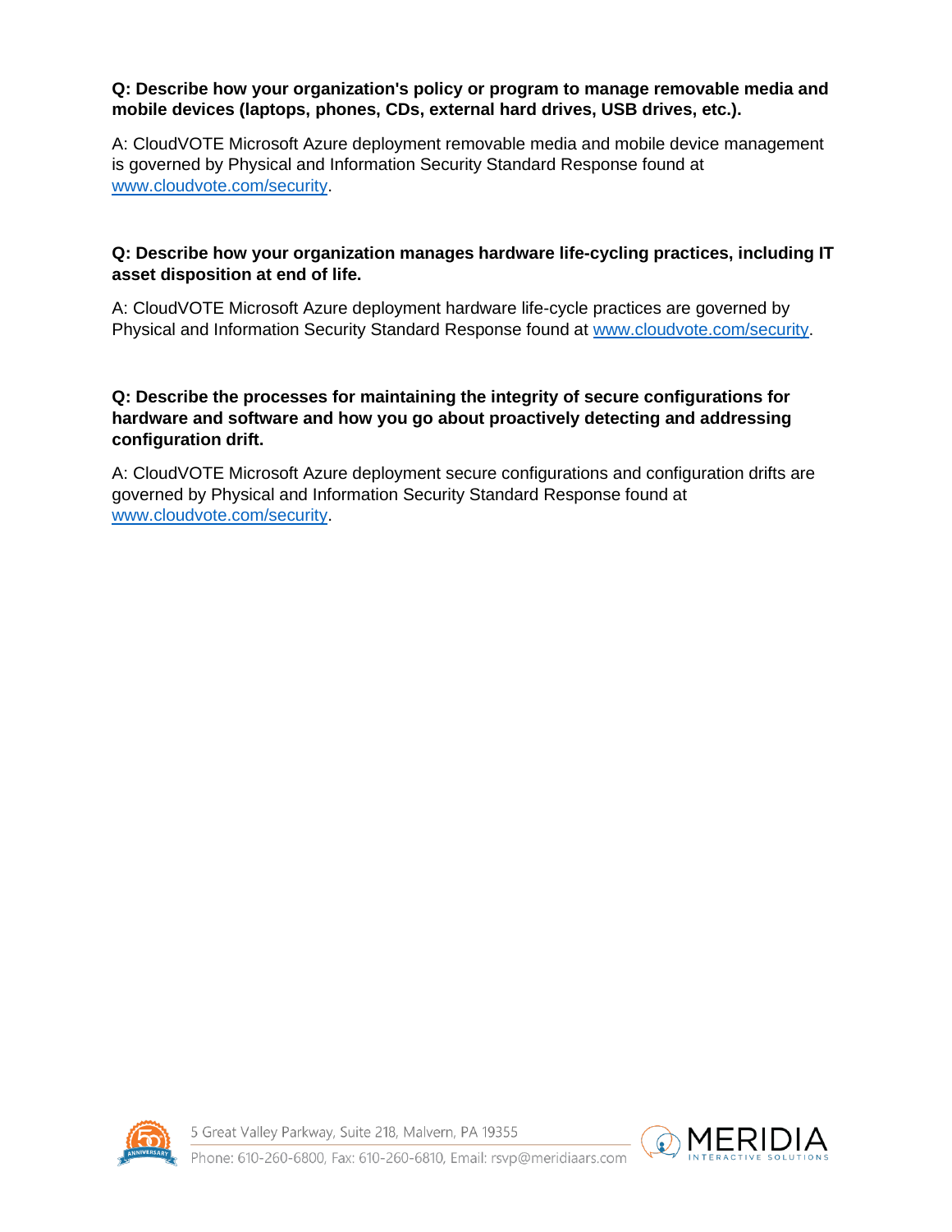**Q: Describe how your organization's policy or program to manage removable media and mobile devices (laptops, phones, CDs, external hard drives, USB drives, etc.).**

A: CloudVOTE Microsoft Azure deployment removable media and mobile device management is governed by Physical and Information Security Standard Response found at [www.cloudvote.com/security](www.cloudvote.com/security).

**Q: Describe how your organization manages hardware life-cycling practices, including IT asset disposition at end of life.**

A: CloudVOTE Microsoft Azure deployment hardware life-cycle practices are governed by Physical and Information Security Standard Response found at [www.cloudvote.com/security](www.cloudvote.com/security).

**Q: Describe the processes for maintaining the integrity of secure configurations for hardware and software and how you go about proactively detecting and addressing configuration drift.**

A: CloudVOTE Microsoft Azure deployment secure configurations and configuration drifts are governed by Physical and Information Security Standard Response found at [www.cloudvote.com/security](www.cloudvote.com/security).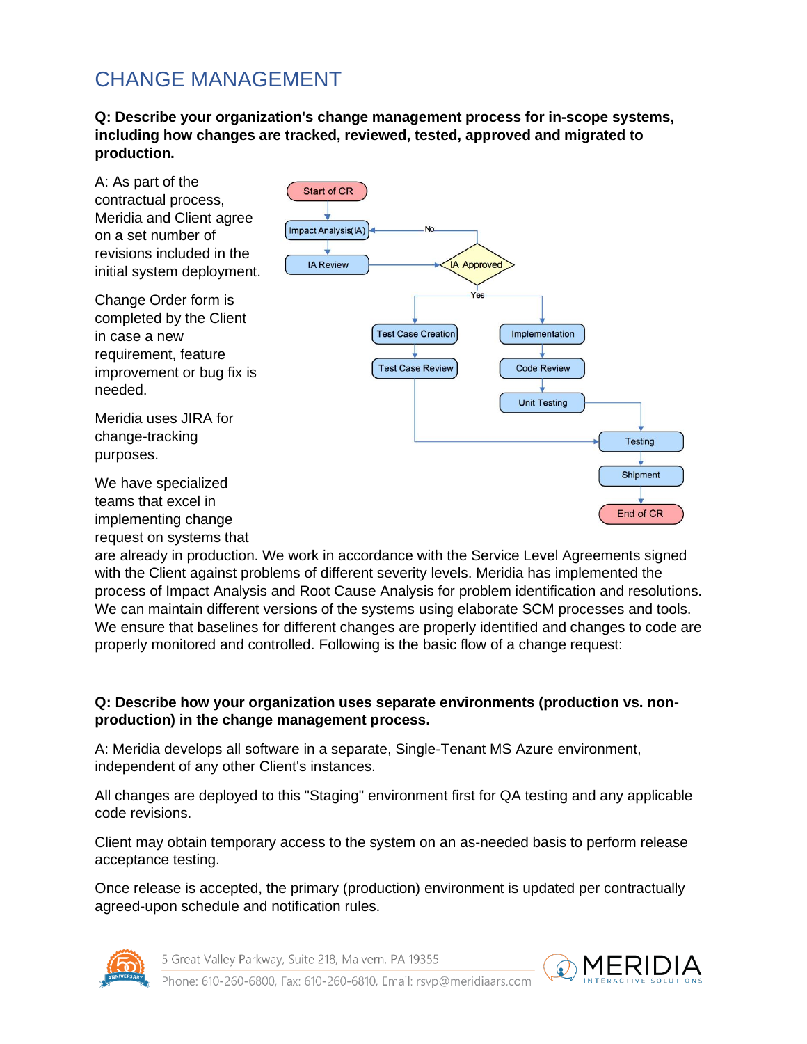# CHANGE MANAGEMENT

**Q: Describe your organization's change management process for in-scope systems, including how changes are tracked, reviewed, tested, approved and migrated to production.**

A: As part of the contractual process, Meridia and Client agree on a set number of revisions included in the initial system deployment.

Change Order form is completed by the Client in case a new requirement, feature improvement or bug fix is needed.

Meridia uses JIRA for change-tracking purposes.

We have specialized teams that excel in implementing change request on systems that are already in production. We work in accordance with the Service Level Agreements signed with the Client against problems of different severity levels. Meridia has implemented the process of Impact Analysis and Root Cause Analysis for problem identification and resolutions. We can maintain different versions of the systems using elaborate SCM processes and tools. We ensure that baselines for different changes are properly identified and changes to code are properly monitored and controlled. Following is the basic flow of a change request:

Start of CR → Impact Analysis(IA) → IA Review → IA Approved (No → Impact Analysis(IA); Yes → Test Case Creation → Test Case Review → Testing; Yes → Implementation → Code Review → Unit Testing → Testing) → Shipment → End of CR

**Q: Describe how your organization uses separate environments (production vs. non-production) in the change management process.**

A: Meridia develops all software in a separate, Single-Tenant MS Azure environment, independent of any other Client's instances.

All changes are deployed to this "Staging" environment first for QA testing and any applicable code revisions.

Client may obtain temporary access to the system on an as-needed basis to perform release acceptance testing.

Once release is accepted, the primary (production) environment is updated per contractually agreed-upon schedule and notification rules.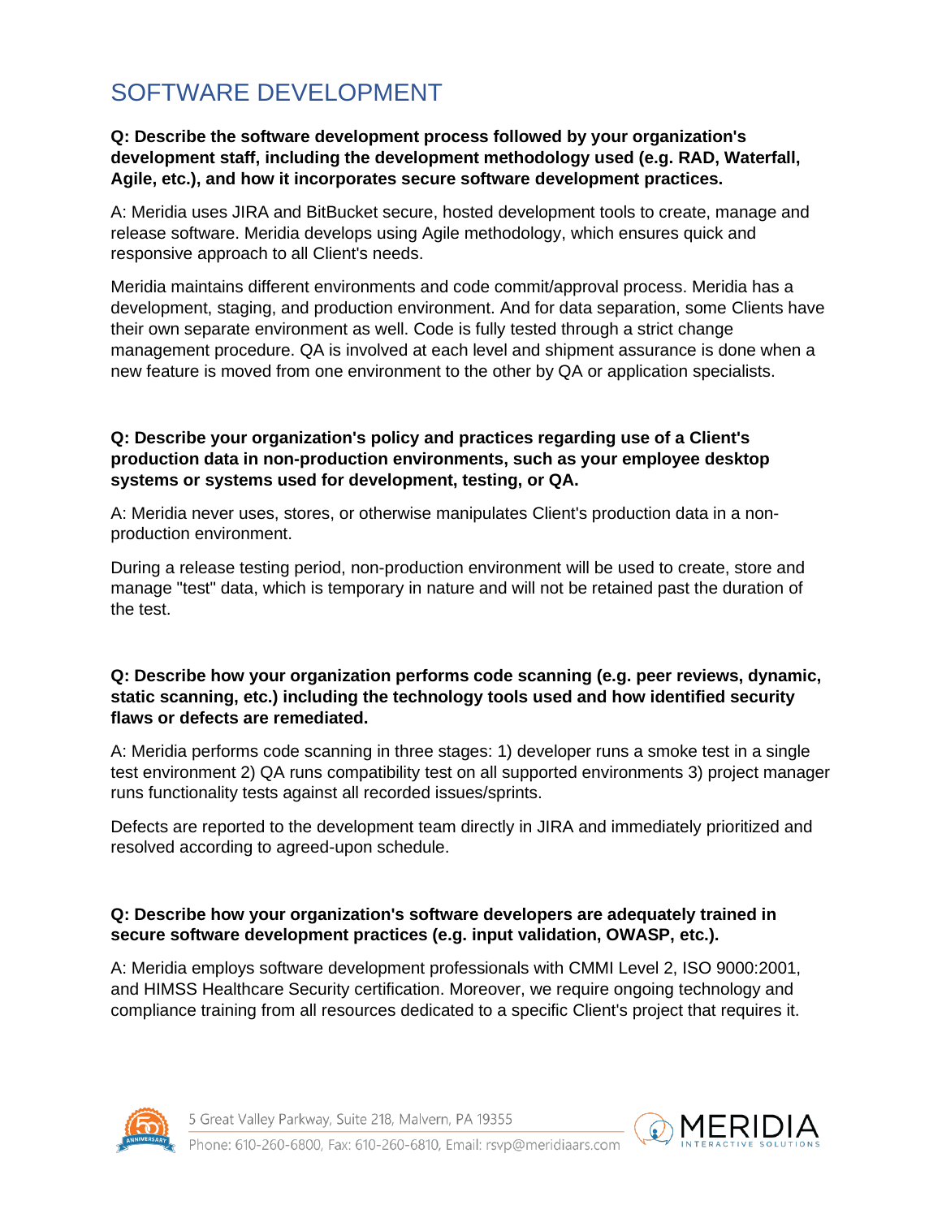## SOFTWARE DEVELOPMENT

**Q: Describe the software development process followed by your organization's development staff, including the development methodology used (e.g. RAD, Waterfall, Agile, etc.), and how it incorporates secure software development practices.**

A: Meridia uses JIRA and BitBucket secure, hosted development tools to create, manage and release software. Meridia develops using Agile methodology, which ensures quick and responsive approach to all Client's needs.

Meridia maintains different environments and code commit/approval process. Meridia has a development, staging, and production environment. And for data separation, some Clients have their own separate environment as well. Code is fully tested through a strict change management procedure. QA is involved at each level and shipment assurance is done when a new feature is moved from one environment to the other by QA or application specialists.

**Q: Describe your organization's policy and practices regarding use of a Client's production data in non-production environments, such as your employee desktop systems or systems used for development, testing, or QA.**

A: Meridia never uses, stores, or otherwise manipulates Client's production data in a non-production environment.

During a release testing period, non-production environment will be used to create, store and manage "test" data, which is temporary in nature and will not be retained past the duration of the test.

**Q: Describe how your organization performs code scanning (e.g. peer reviews, dynamic, static scanning, etc.) including the technology tools used and how identified security flaws or defects are remediated.**

A: Meridia performs code scanning in three stages: 1) developer runs a smoke test in a single test environment 2) QA runs compatibility test on all supported environments 3) project manager runs functionality tests against all recorded issues/sprints.

Defects are reported to the development team directly in JIRA and immediately prioritized and resolved according to agreed-upon schedule.

**Q: Describe how your organization's software developers are adequately trained in secure software development practices (e.g. input validation, OWASP, etc.).**

A: Meridia employs software development professionals with CMMI Level 2, ISO 9000:2001, and HIMSS Healthcare Security certification. Moreover, we require ongoing technology and compliance training from all resources dedicated to a specific Client's project that requires it.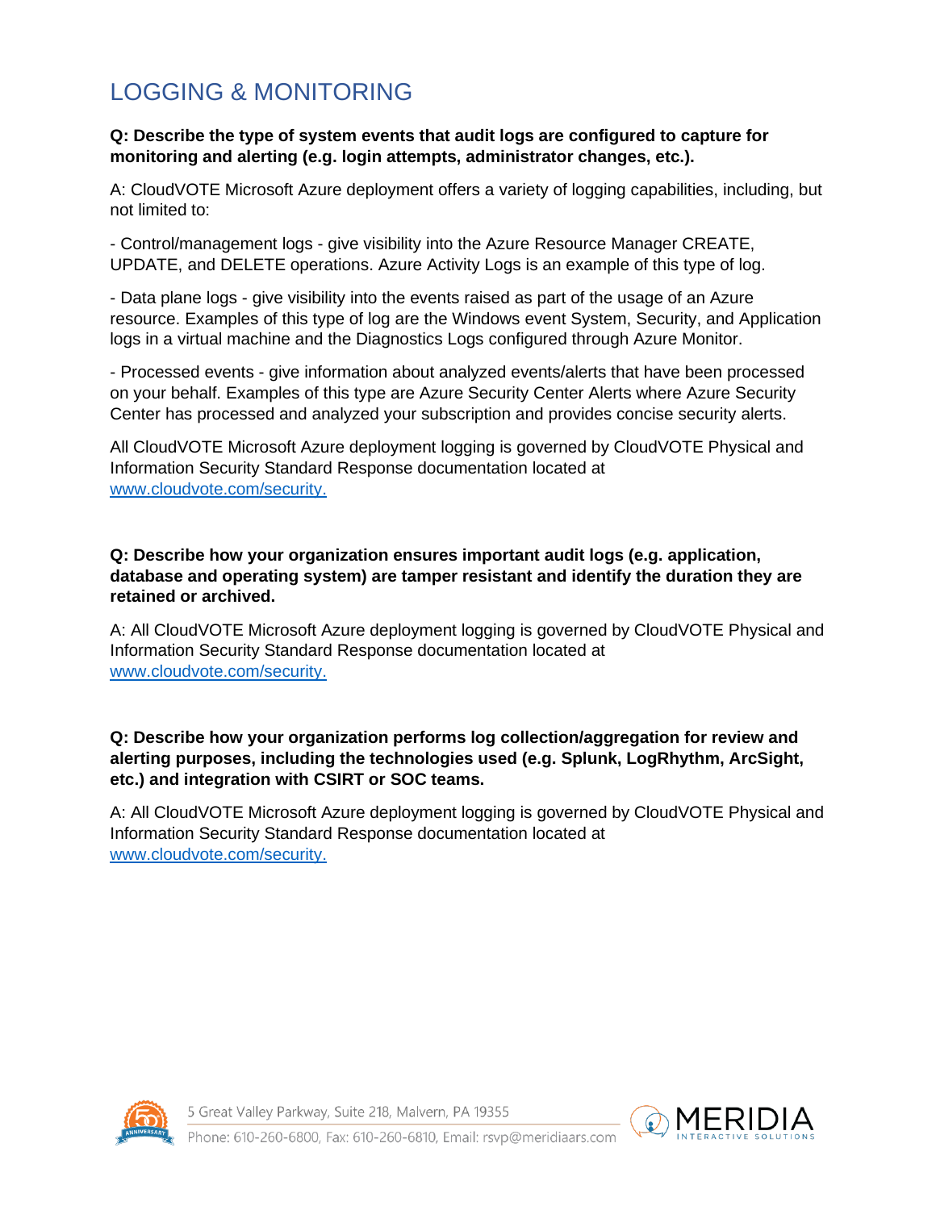# LOGGING & MONITORING

**Q: Describe the type of system events that audit logs are configured to capture for monitoring and alerting (e.g. login attempts, administrator changes, etc.).**

A: CloudVOTE Microsoft Azure deployment offers a variety of logging capabilities, including, but not limited to:

- Control/management logs - give visibility into the Azure Resource Manager CREATE, UPDATE, and DELETE operations. Azure Activity Logs is an example of this type of log.

- Data plane logs - give visibility into the events raised as part of the usage of an Azure resource. Examples of this type of log are the Windows event System, Security, and Application logs in a virtual machine and the Diagnostics Logs configured through Azure Monitor.

- Processed events - give information about analyzed events/alerts that have been processed on your behalf. Examples of this type are Azure Security Center Alerts where Azure Security Center has processed and analyzed your subscription and provides concise security alerts.

All CloudVOTE Microsoft Azure deployment logging is governed by CloudVOTE Physical and Information Security Standard Response documentation located at www.cloudvote.com/security.

**Q: Describe how your organization ensures important audit logs (e.g. application, database and operating system) are tamper resistant and identify the duration they are retained or archived.**

A: All CloudVOTE Microsoft Azure deployment logging is governed by CloudVOTE Physical and Information Security Standard Response documentation located at www.cloudvote.com/security.

**Q: Describe how your organization performs log collection/aggregation for review and alerting purposes, including the technologies used (e.g. Splunk, LogRhythm, ArcSight, etc.) and integration with CSIRT or SOC teams.**

A: All CloudVOTE Microsoft Azure deployment logging is governed by CloudVOTE Physical and Information Security Standard Response documentation located at www.cloudvote.com/security.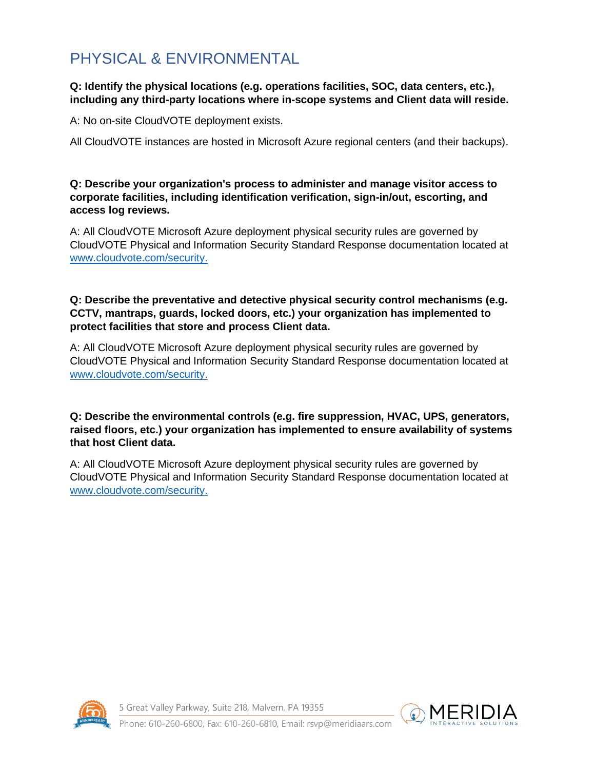## PHYSICAL & ENVIRONMENTAL

**Q: Identify the physical locations (e.g. operations facilities, SOC, data centers, etc.), including any third-party locations where in-scope systems and Client data will reside.**

A: No on-site CloudVOTE deployment exists.

All CloudVOTE instances are hosted in Microsoft Azure regional centers (and their backups).

**Q: Describe your organization's process to administer and manage visitor access to corporate facilities, including identification verification, sign-in/out, escorting, and access log reviews.**

A: All CloudVOTE Microsoft Azure deployment physical security rules are governed by CloudVOTE Physical and Information Security Standard Response documentation located at [www.cloudvote.com/security.](www.cloudvote.com/security)

**Q: Describe the preventative and detective physical security control mechanisms (e.g. CCTV, mantraps, guards, locked doors, etc.) your organization has implemented to protect facilities that store and process Client data.**

A: All CloudVOTE Microsoft Azure deployment physical security rules are governed by CloudVOTE Physical and Information Security Standard Response documentation located at [www.cloudvote.com/security.](www.cloudvote.com/security)

**Q: Describe the environmental controls (e.g. fire suppression, HVAC, UPS, generators, raised floors, etc.) your organization has implemented to ensure availability of systems that host Client data.**

A: All CloudVOTE Microsoft Azure deployment physical security rules are governed by CloudVOTE Physical and Information Security Standard Response documentation located at [www.cloudvote.com/security.](www.cloudvote.com/security)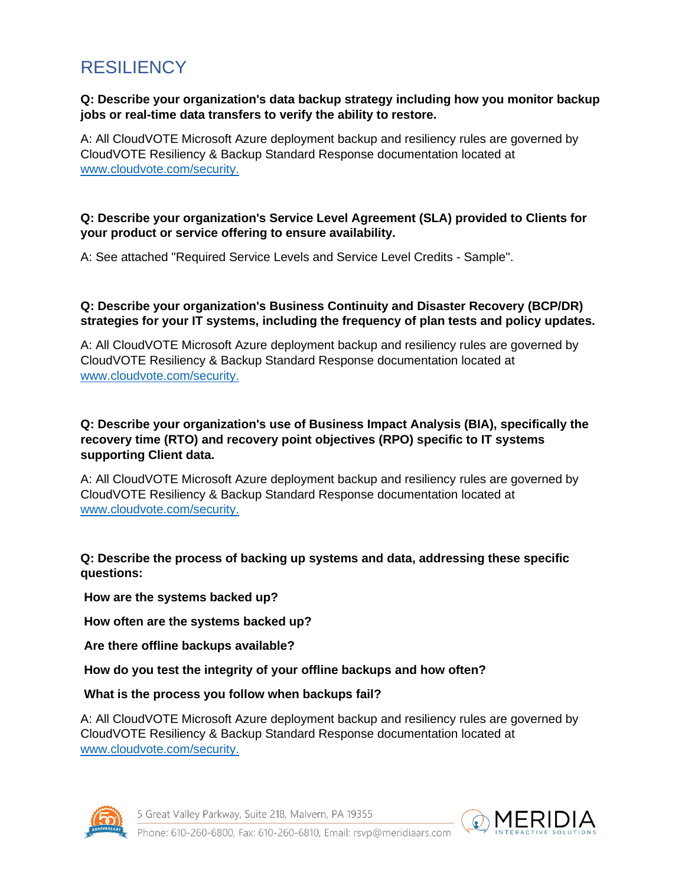# RESILIENCY

**Q: Describe your organization's data backup strategy including how you monitor backup jobs or real-time data transfers to verify the ability to restore.**

A: All CloudVOTE Microsoft Azure deployment backup and resiliency rules are governed by CloudVOTE Resiliency & Backup Standard Response documentation located at www.cloudvote.com/security.

**Q: Describe your organization's Service Level Agreement (SLA) provided to Clients for your product or service offering to ensure availability.**

A: See attached "Required Service Levels and Service Level Credits - Sample".

**Q: Describe your organization's Business Continuity and Disaster Recovery (BCP/DR) strategies for your IT systems, including the frequency of plan tests and policy updates.**

A: All CloudVOTE Microsoft Azure deployment backup and resiliency rules are governed by CloudVOTE Resiliency & Backup Standard Response documentation located at www.cloudvote.com/security.

**Q: Describe your organization's use of Business Impact Analysis (BIA), specifically the recovery time (RTO) and recovery point objectives (RPO) specific to IT systems supporting Client data.**

A: All CloudVOTE Microsoft Azure deployment backup and resiliency rules are governed by CloudVOTE Resiliency & Backup Standard Response documentation located at www.cloudvote.com/security.

**Q: Describe the process of backing up systems and data, addressing these specific questions:**

**How are the systems backed up?**

**How often are the systems backed up?**

**Are there offline backups available?**

**How do you test the integrity of your offline backups and how often?**

**What is the process you follow when backups fail?**

A: All CloudVOTE Microsoft Azure deployment backup and resiliency rules are governed by CloudVOTE Resiliency & Backup Standard Response documentation located at www.cloudvote.com/security.

5 Great Valley Parkway, Suite 218, Malvern, PA 19355
Phone: 610-260-6800, Fax: 610-260-6810, Email: rsvp@meridiaars.com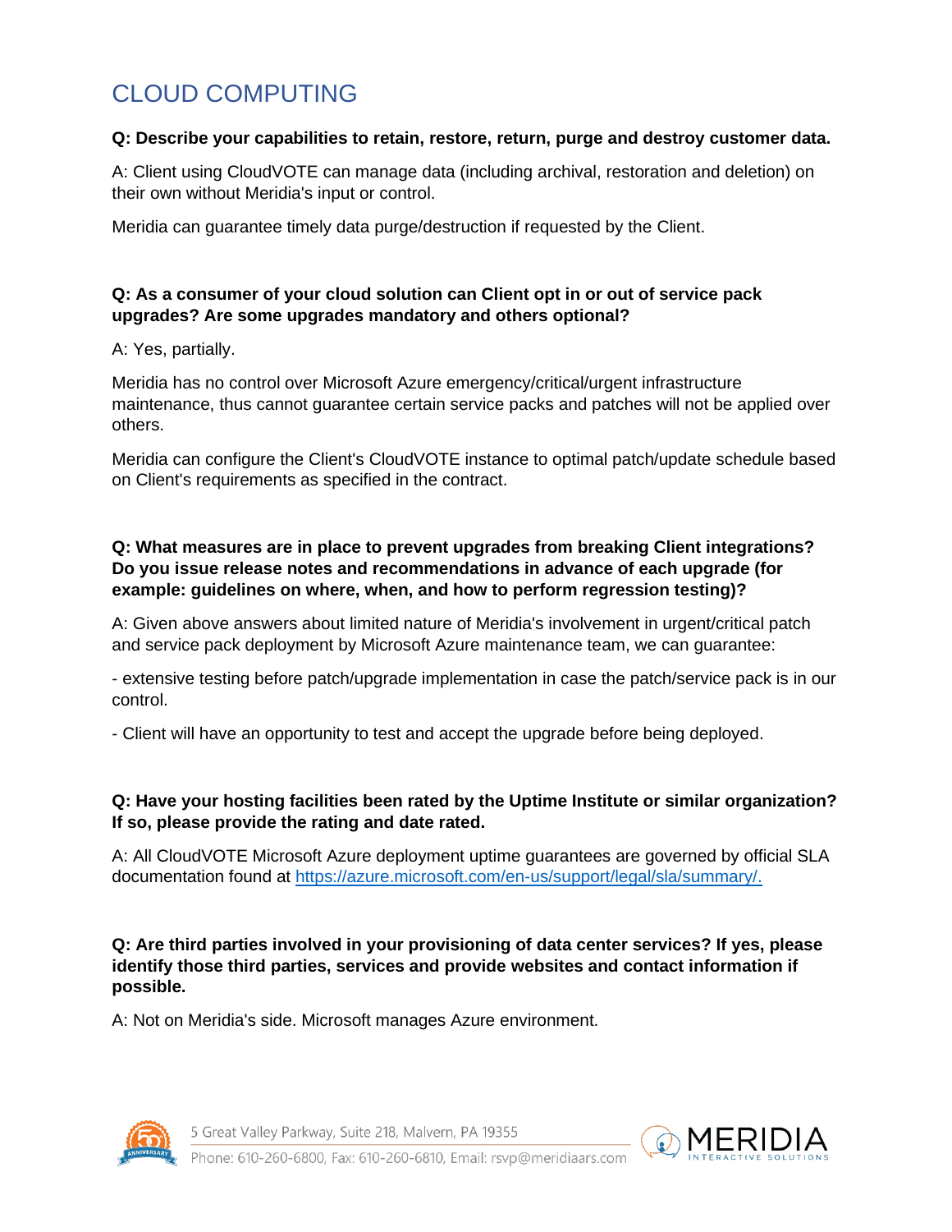# CLOUD COMPUTING

**Q: Describe your capabilities to retain, restore, return, purge and destroy customer data.**

A: Client using CloudVOTE can manage data (including archival, restoration and deletion) on their own without Meridia's input or control.

Meridia can guarantee timely data purge/destruction if requested by the Client.

**Q: As a consumer of your cloud solution can Client opt in or out of service pack upgrades? Are some upgrades mandatory and others optional?**

A: Yes, partially.

Meridia has no control over Microsoft Azure emergency/critical/urgent infrastructure maintenance, thus cannot guarantee certain service packs and patches will not be applied over others.

Meridia can configure the Client's CloudVOTE instance to optimal patch/update schedule based on Client's requirements as specified in the contract.

**Q: What measures are in place to prevent upgrades from breaking Client integrations? Do you issue release notes and recommendations in advance of each upgrade (for example: guidelines on where, when, and how to perform regression testing)?**

A: Given above answers about limited nature of Meridia's involvement in urgent/critical patch and service pack deployment by Microsoft Azure maintenance team, we can guarantee:

- extensive testing before patch/upgrade implementation in case the patch/service pack is in our control.

- Client will have an opportunity to test and accept the upgrade before being deployed.

**Q: Have your hosting facilities been rated by the Uptime Institute or similar organization? If so, please provide the rating and date rated.**

A: All CloudVOTE Microsoft Azure deployment uptime guarantees are governed by official SLA documentation found at [https://azure.microsoft.com/en-us/support/legal/sla/summary/.](https://azure.microsoft.com/en-us/support/legal/sla/summary/)

**Q: Are third parties involved in your provisioning of data center services? If yes, please identify those third parties, services and provide websites and contact information if possible.**

A: Not on Meridia's side. Microsoft manages Azure environment.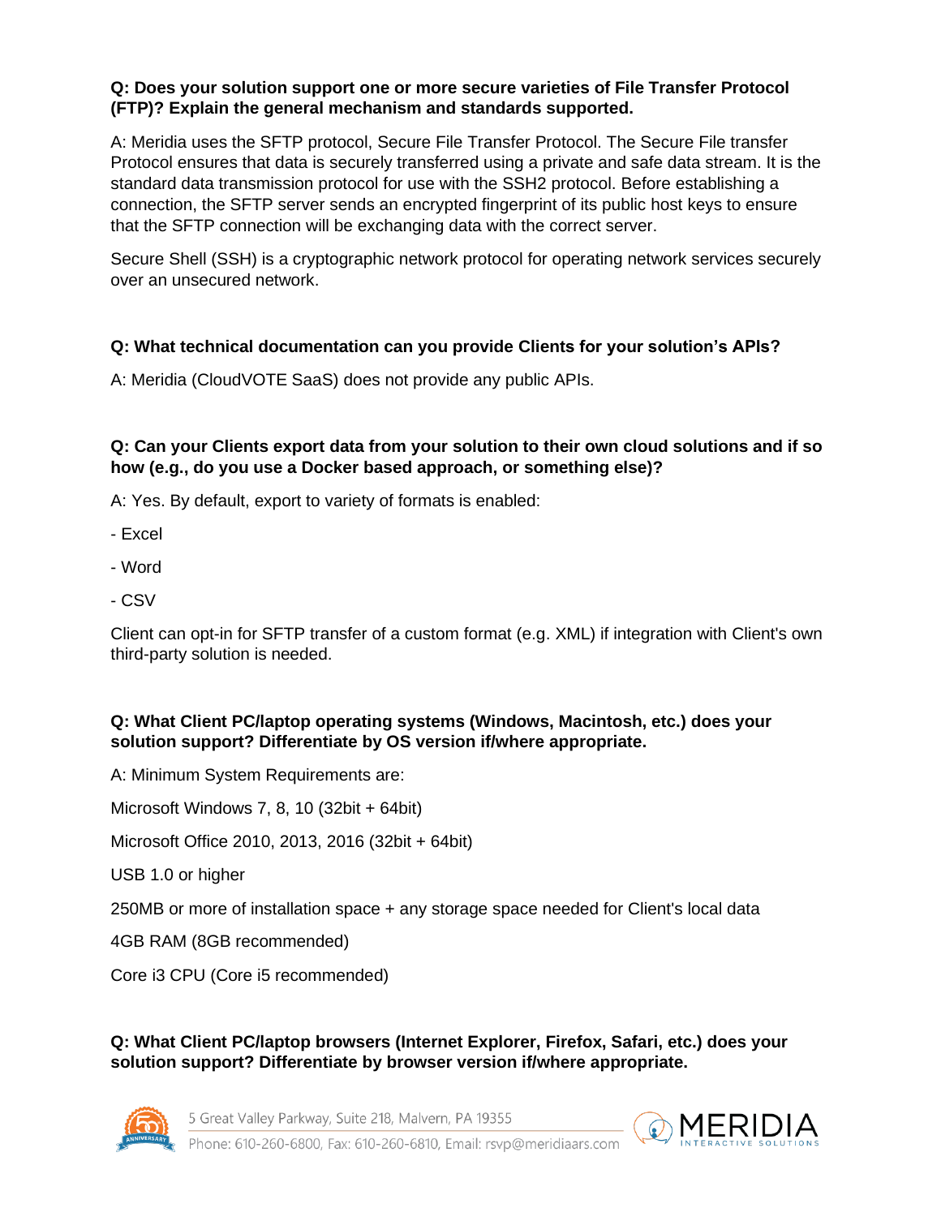**Q: Does your solution support one or more secure varieties of File Transfer Protocol (FTP)? Explain the general mechanism and standards supported.**

A: Meridia uses the SFTP protocol, Secure File Transfer Protocol. The Secure File transfer Protocol ensures that data is securely transferred using a private and safe data stream. It is the standard data transmission protocol for use with the SSH2 protocol. Before establishing a connection, the SFTP server sends an encrypted fingerprint of its public host keys to ensure that the SFTP connection will be exchanging data with the correct server.

Secure Shell (SSH) is a cryptographic network protocol for operating network services securely over an unsecured network.

**Q: What technical documentation can you provide Clients for your solution's APIs?**

A: Meridia (CloudVOTE SaaS) does not provide any public APIs.

**Q: Can your Clients export data from your solution to their own cloud solutions and if so how (e.g., do you use a Docker based approach, or something else)?**

A: Yes. By default, export to variety of formats is enabled:

- Excel
- Word
- CSV

Client can opt-in for SFTP transfer of a custom format (e.g. XML) if integration with Client's own third-party solution is needed.

**Q: What Client PC/laptop operating systems (Windows, Macintosh, etc.) does your solution support? Differentiate by OS version if/where appropriate.**

A: Minimum System Requirements are:

Microsoft Windows 7, 8, 10 (32bit + 64bit)

Microsoft Office 2010, 2013, 2016 (32bit + 64bit)

USB 1.0 or higher

250MB or more of installation space + any storage space needed for Client's local data

4GB RAM (8GB recommended)

Core i3 CPU (Core i5 recommended)

**Q: What Client PC/laptop browsers (Internet Explorer, Firefox, Safari, etc.) does your solution support? Differentiate by browser version if/where appropriate.**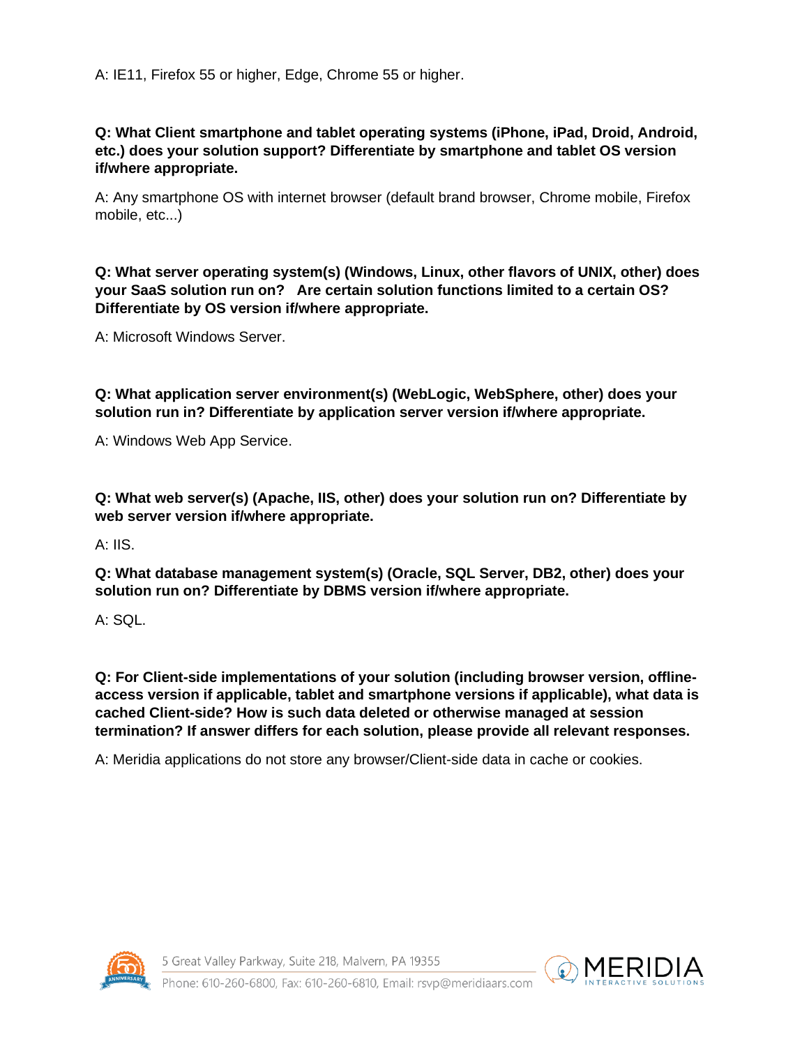A: IE11, Firefox 55 or higher, Edge, Chrome 55 or higher.

**Q: What Client smartphone and tablet operating systems (iPhone, iPad, Droid, Android, etc.) does your solution support? Differentiate by smartphone and tablet OS version if/where appropriate.**

A: Any smartphone OS with internet browser (default brand browser, Chrome mobile, Firefox mobile, etc...)

**Q: What server operating system(s) (Windows, Linux, other flavors of UNIX, other) does your SaaS solution run on? Are certain solution functions limited to a certain OS? Differentiate by OS version if/where appropriate.**

A: Microsoft Windows Server.

**Q: What application server environment(s) (WebLogic, WebSphere, other) does your solution run in? Differentiate by application server version if/where appropriate.**

A: Windows Web App Service.

**Q: What web server(s) (Apache, IIS, other) does your solution run on? Differentiate by web server version if/where appropriate.**

A: IIS.

**Q: What database management system(s) (Oracle, SQL Server, DB2, other) does your solution run on? Differentiate by DBMS version if/where appropriate.**

A: SQL.

**Q: For Client-side implementations of your solution (including browser version, offline-access version if applicable, tablet and smartphone versions if applicable), what data is cached Client-side? How is such data deleted or otherwise managed at session termination? If answer differs for each solution, please provide all relevant responses.**

A: Meridia applications do not store any browser/Client-side data in cache or cookies.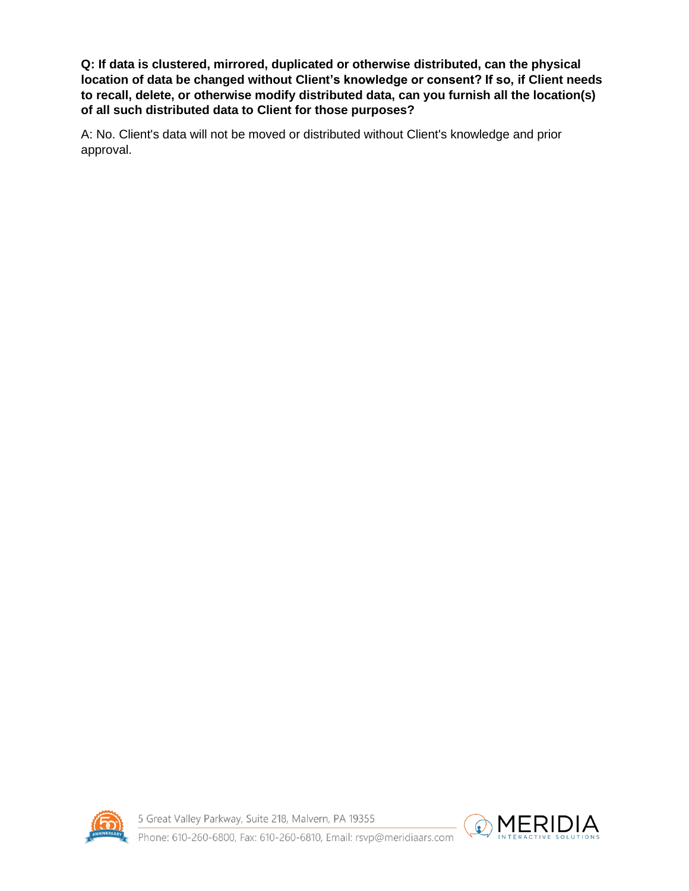**Q: If data is clustered, mirrored, duplicated or otherwise distributed, can the physical location of data be changed without Client's knowledge or consent? If so, if Client needs to recall, delete, or otherwise modify distributed data, can you furnish all the location(s) of all such distributed data to Client for those purposes?**

A: No. Client's data will not be moved or distributed without Client's knowledge and prior approval.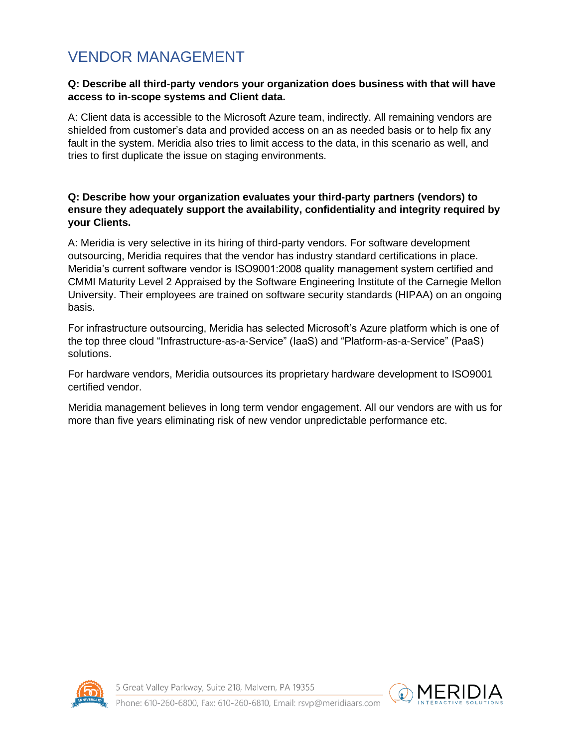# VENDOR MANAGEMENT

**Q: Describe all third-party vendors your organization does business with that will have access to in-scope systems and Client data.**

A: Client data is accessible to the Microsoft Azure team, indirectly. All remaining vendors are shielded from customer's data and provided access on an as needed basis or to help fix any fault in the system. Meridia also tries to limit access to the data, in this scenario as well, and tries to first duplicate the issue on staging environments.

**Q: Describe how your organization evaluates your third-party partners (vendors) to ensure they adequately support the availability, confidentiality and integrity required by your Clients.**

A: Meridia is very selective in its hiring of third-party vendors. For software development outsourcing, Meridia requires that the vendor has industry standard certifications in place. Meridia's current software vendor is ISO9001:2008 quality management system certified and CMMI Maturity Level 2 Appraised by the Software Engineering Institute of the Carnegie Mellon University. Their employees are trained on software security standards (HIPAA) on an ongoing basis.

For infrastructure outsourcing, Meridia has selected Microsoft's Azure platform which is one of the top three cloud "Infrastructure-as-a-Service" (IaaS) and "Platform-as-a-Service" (PaaS) solutions.

For hardware vendors, Meridia outsources its proprietary hardware development to ISO9001 certified vendor.

Meridia management believes in long term vendor engagement. All our vendors are with us for more than five years eliminating risk of new vendor unpredictable performance etc.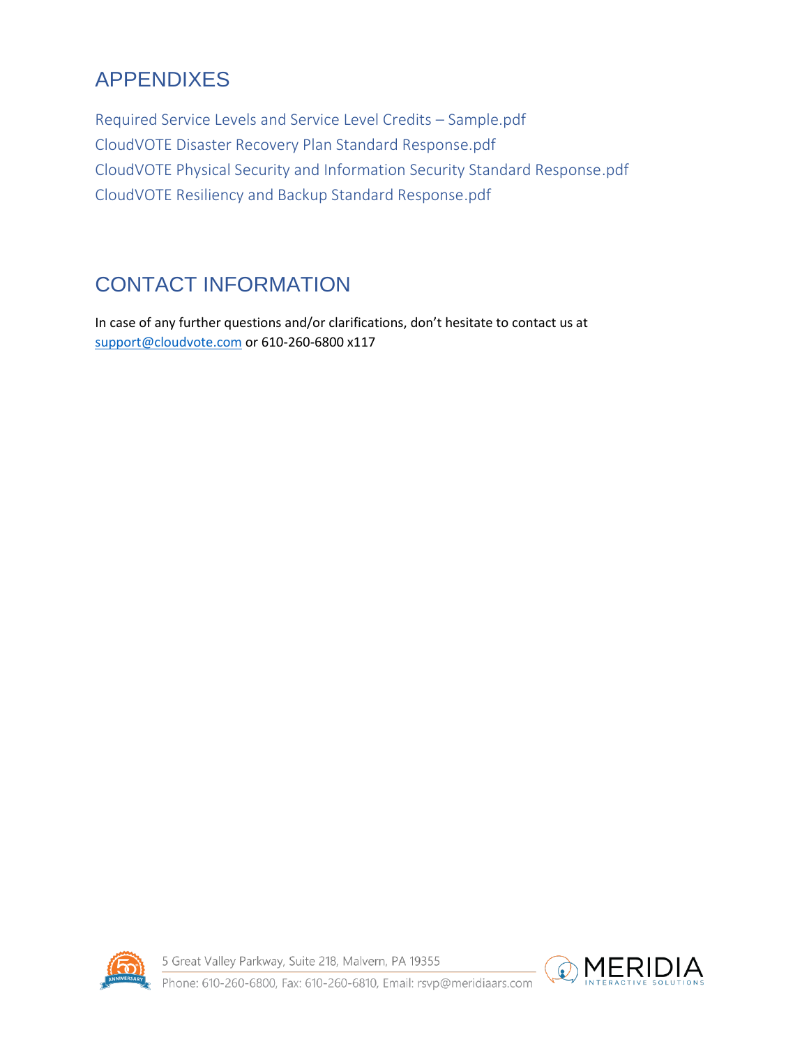## APPENDIXES

Required Service Levels and Service Level Credits – Sample.pdf
CloudVOTE Disaster Recovery Plan Standard Response.pdf
CloudVOTE Physical Security and Information Security Standard Response.pdf
CloudVOTE Resiliency and Backup Standard Response.pdf

## CONTACT INFORMATION

In case of any further questions and/or clarifications, don't hesitate to contact us at support@cloudvote.com or 610-260-6800 x117